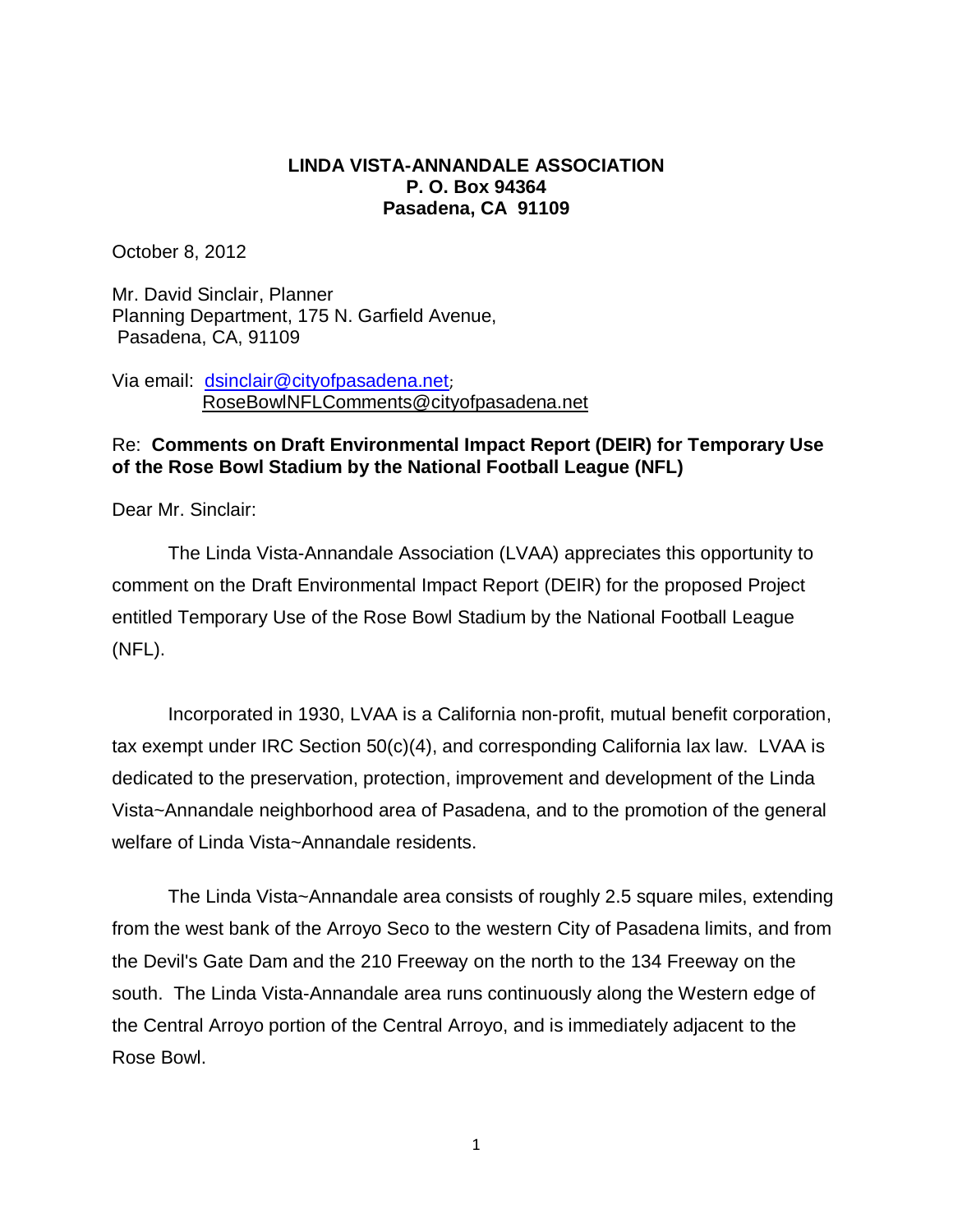**LINDA VISTA-ANNANDALE ASSOCIATION**
**P. O. Box 94364**
**Pasadena, CA 91109**

October 8, 2012

Mr. David Sinclair, Planner
Planning Department, 175 N. Garfield Avenue,
Pasadena, CA, 91109

Via email: dsinclair@cityofpasadena.net;
RoseBowlNFLComments@cityofpasadena.net

Re: **Comments on Draft Environmental Impact Report (DEIR) for Temporary Use of the Rose Bowl Stadium by the National Football League (NFL)**

Dear Mr. Sinclair:

The Linda Vista-Annandale Association (LVAA) appreciates this opportunity to comment on the Draft Environmental Impact Report (DEIR) for the proposed Project entitled Temporary Use of the Rose Bowl Stadium by the National Football League (NFL).

Incorporated in 1930, LVAA is a California non-profit, mutual benefit corporation, tax exempt under IRC Section 50(c)(4), and corresponding California lax law. LVAA is dedicated to the preservation, protection, improvement and development of the Linda Vista~Annandale neighborhood area of Pasadena, and to the promotion of the general welfare of Linda Vista~Annandale residents.

The Linda Vista~Annandale area consists of roughly 2.5 square miles, extending from the west bank of the Arroyo Seco to the western City of Pasadena limits, and from the Devil's Gate Dam and the 210 Freeway on the north to the 134 Freeway on the south. The Linda Vista-Annandale area runs continuously along the Western edge of the Central Arroyo portion of the Central Arroyo, and is immediately adjacent to the Rose Bowl.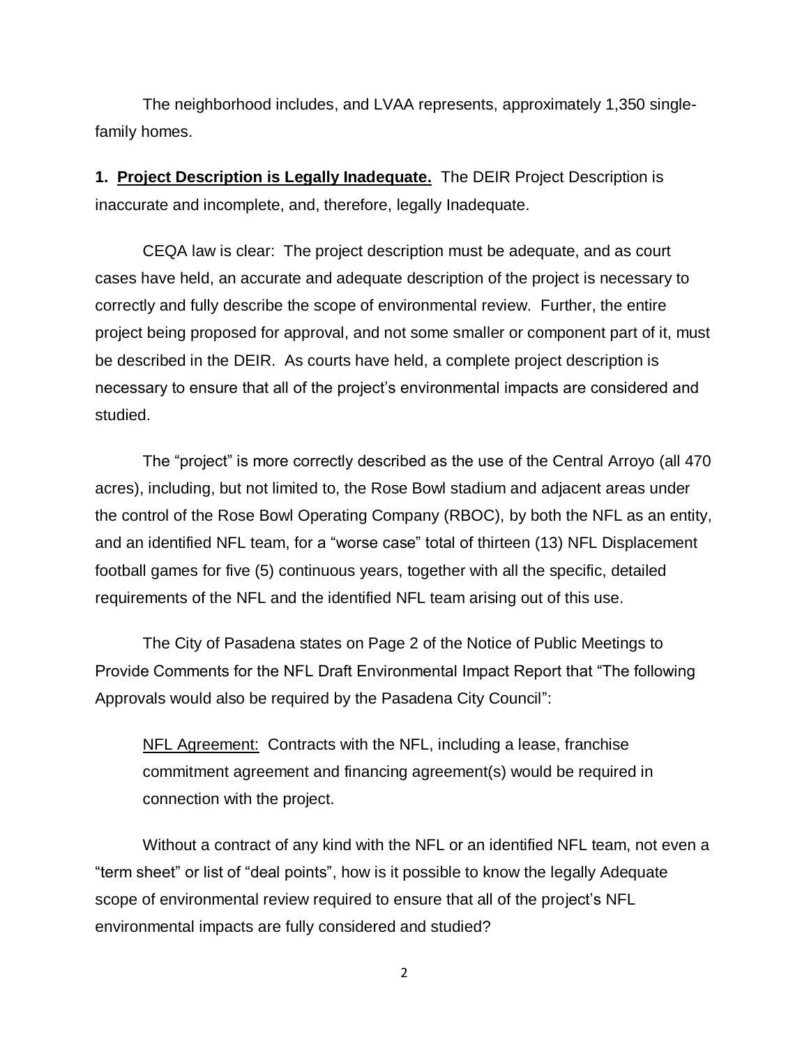The neighborhood includes, and LVAA represents, approximately 1,350 single-family homes.

**1. <u>Project Description is Legally Inadequate.</u>** The DEIR Project Description is inaccurate and incomplete, and, therefore, legally Inadequate.

CEQA law is clear: The project description must be adequate, and as court cases have held, an accurate and adequate description of the project is necessary to correctly and fully describe the scope of environmental review. Further, the entire project being proposed for approval, and not some smaller or component part of it, must be described in the DEIR. As courts have held, a complete project description is necessary to ensure that all of the project's environmental impacts are considered and studied.

The "project" is more correctly described as the use of the Central Arroyo (all 470 acres), including, but not limited to, the Rose Bowl stadium and adjacent areas under the control of the Rose Bowl Operating Company (RBOC), by both the NFL as an entity, and an identified NFL team, for a "worse case" total of thirteen (13) NFL Displacement football games for five (5) continuous years, together with all the specific, detailed requirements of the NFL and the identified NFL team arising out of this use.

The City of Pasadena states on Page 2 of the Notice of Public Meetings to Provide Comments for the NFL Draft Environmental Impact Report that "The following Approvals would also be required by the Pasadena City Council":

> <u>NFL Agreement:</u> Contracts with the NFL, including a lease, franchise commitment agreement and financing agreement(s) would be required in connection with the project.

Without a contract of any kind with the NFL or an identified NFL team, not even a "term sheet" or list of "deal points", how is it possible to know the legally Adequate scope of environmental review required to ensure that all of the project's NFL environmental impacts are fully considered and studied?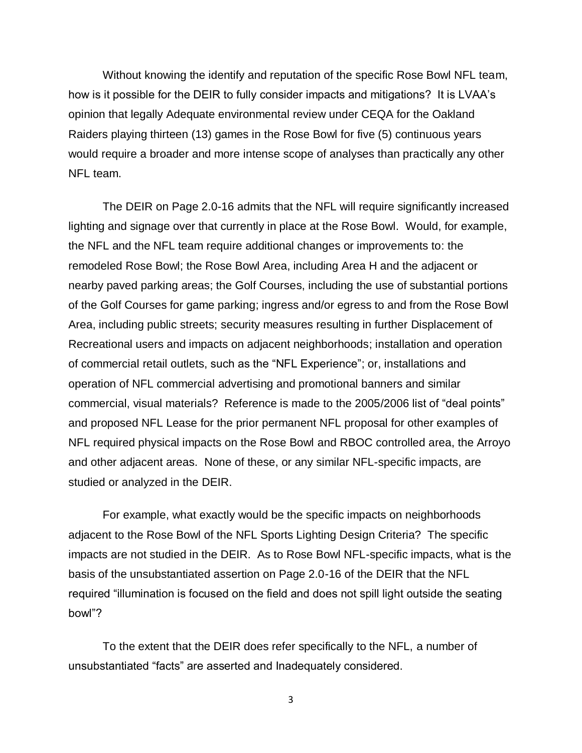Without knowing the identify and reputation of the specific Rose Bowl NFL team, how is it possible for the DEIR to fully consider impacts and mitigations? It is LVAA's opinion that legally Adequate environmental review under CEQA for the Oakland Raiders playing thirteen (13) games in the Rose Bowl for five (5) continuous years would require a broader and more intense scope of analyses than practically any other NFL team.

The DEIR on Page 2.0-16 admits that the NFL will require significantly increased lighting and signage over that currently in place at the Rose Bowl. Would, for example, the NFL and the NFL team require additional changes or improvements to: the remodeled Rose Bowl; the Rose Bowl Area, including Area H and the adjacent or nearby paved parking areas; the Golf Courses, including the use of substantial portions of the Golf Courses for game parking; ingress and/or egress to and from the Rose Bowl Area, including public streets; security measures resulting in further Displacement of Recreational users and impacts on adjacent neighborhoods; installation and operation of commercial retail outlets, such as the "NFL Experience"; or, installations and operation of NFL commercial advertising and promotional banners and similar commercial, visual materials? Reference is made to the 2005/2006 list of "deal points" and proposed NFL Lease for the prior permanent NFL proposal for other examples of NFL required physical impacts on the Rose Bowl and RBOC controlled area, the Arroyo and other adjacent areas. None of these, or any similar NFL-specific impacts, are studied or analyzed in the DEIR.

For example, what exactly would be the specific impacts on neighborhoods adjacent to the Rose Bowl of the NFL Sports Lighting Design Criteria? The specific impacts are not studied in the DEIR. As to Rose Bowl NFL-specific impacts, what is the basis of the unsubstantiated assertion on Page 2.0-16 of the DEIR that the NFL required "illumination is focused on the field and does not spill light outside the seating bowl"?

To the extent that the DEIR does refer specifically to the NFL, a number of unsubstantiated "facts" are asserted and Inadequately considered.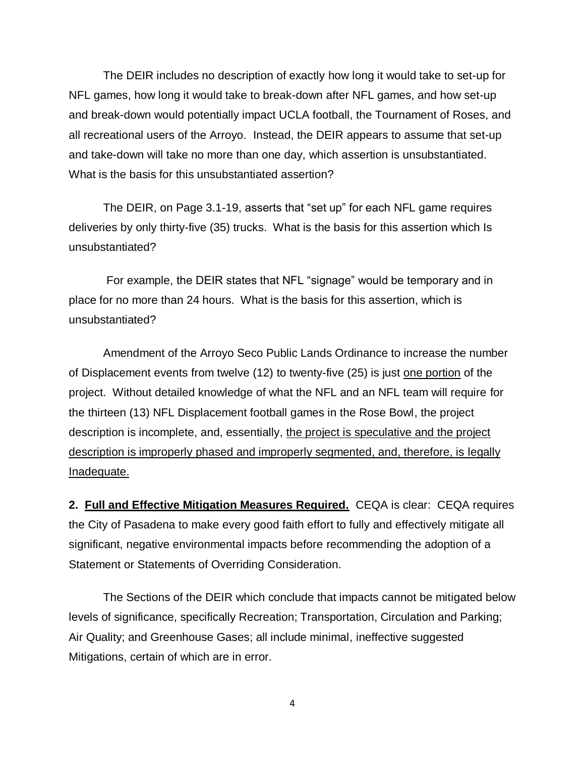The DEIR includes no description of exactly how long it would take to set-up for NFL games, how long it would take to break-down after NFL games, and how set-up and break-down would potentially impact UCLA football, the Tournament of Roses, and all recreational users of the Arroyo. Instead, the DEIR appears to assume that set-up and take-down will take no more than one day, which assertion is unsubstantiated. What is the basis for this unsubstantiated assertion?

The DEIR, on Page 3.1-19, asserts that "set up" for each NFL game requires deliveries by only thirty-five (35) trucks. What is the basis for this assertion which Is unsubstantiated?

For example, the DEIR states that NFL "signage" would be temporary and in place for no more than 24 hours. What is the basis for this assertion, which is unsubstantiated?

Amendment of the Arroyo Seco Public Lands Ordinance to increase the number of Displacement events from twelve (12) to twenty-five (25) is just <u>one portion</u> of the project. Without detailed knowledge of what the NFL and an NFL team will require for the thirteen (13) NFL Displacement football games in the Rose Bowl, the project description is incomplete, and, essentially, <u>the project is speculative and the project description is improperly phased and improperly segmented, and, therefore, is legally Inadequate.</u>

**2. <u>Full and Effective Mitigation Measures Required.</u>** CEQA is clear: CEQA requires the City of Pasadena to make every good faith effort to fully and effectively mitigate all significant, negative environmental impacts before recommending the adoption of a Statement or Statements of Overriding Consideration.

The Sections of the DEIR which conclude that impacts cannot be mitigated below levels of significance, specifically Recreation; Transportation, Circulation and Parking; Air Quality; and Greenhouse Gases; all include minimal, ineffective suggested Mitigations, certain of which are in error.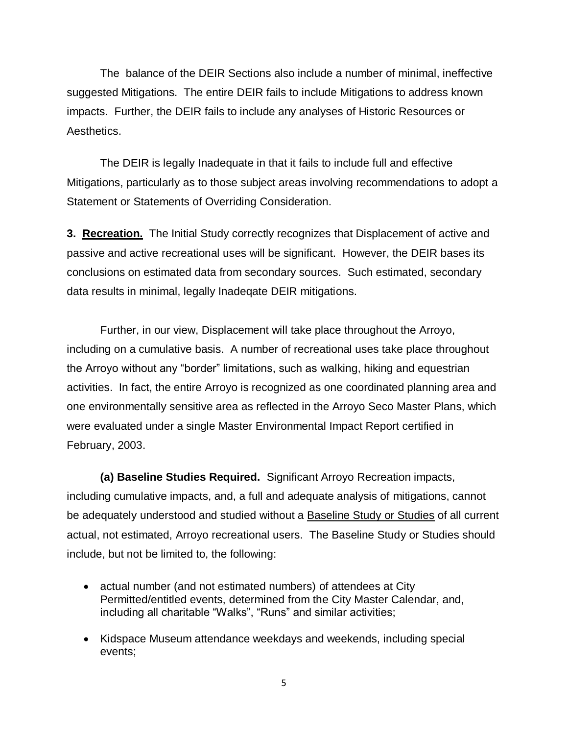The balance of the DEIR Sections also include a number of minimal, ineffective suggested Mitigations. The entire DEIR fails to include Mitigations to address known impacts. Further, the DEIR fails to include any analyses of Historic Resources or Aesthetics.

The DEIR is legally Inadequate in that it fails to include full and effective Mitigations, particularly as to those subject areas involving recommendations to adopt a Statement or Statements of Overriding Consideration.

**3. <u>Recreation.</u>** The Initial Study correctly recognizes that Displacement of active and passive and active recreational uses will be significant. However, the DEIR bases its conclusions on estimated data from secondary sources. Such estimated, secondary data results in minimal, legally Inadeqate DEIR mitigations.

Further, in our view, Displacement will take place throughout the Arroyo, including on a cumulative basis. A number of recreational uses take place throughout the Arroyo without any "border" limitations, such as walking, hiking and equestrian activities. In fact, the entire Arroyo is recognized as one coordinated planning area and one environmentally sensitive area as reflected in the Arroyo Seco Master Plans, which were evaluated under a single Master Environmental Impact Report certified in February, 2003.

**(a) Baseline Studies Required.** Significant Arroyo Recreation impacts, including cumulative impacts, and, a full and adequate analysis of mitigations, cannot be adequately understood and studied without a <u>Baseline Study or Studies</u> of all current actual, not estimated, Arroyo recreational users. The Baseline Study or Studies should include, but not be limited to, the following:

- actual number (and not estimated numbers) of attendees at City Permitted/entitled events, determined from the City Master Calendar, and, including all charitable "Walks", "Runs" and similar activities;
- Kidspace Museum attendance weekdays and weekends, including special events;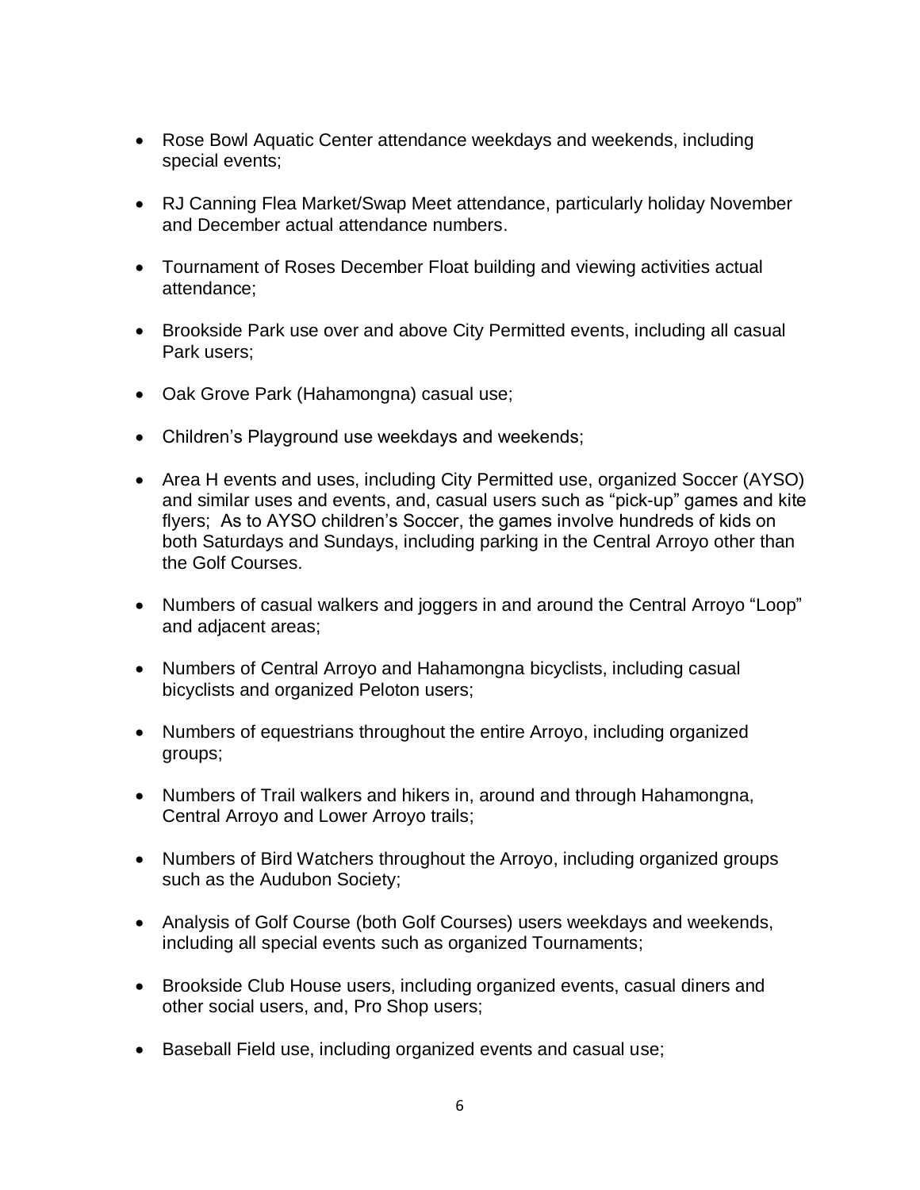- Rose Bowl Aquatic Center attendance weekdays and weekends, including special events;
- RJ Canning Flea Market/Swap Meet attendance, particularly holiday November and December actual attendance numbers.
- Tournament of Roses December Float building and viewing activities actual attendance;
- Brookside Park use over and above City Permitted events, including all casual Park users;
- Oak Grove Park (Hahamongna) casual use;
- Children's Playground use weekdays and weekends;
- Area H events and uses, including City Permitted use, organized Soccer (AYSO) and similar uses and events, and, casual users such as "pick-up" games and kite flyers; As to AYSO children's Soccer, the games involve hundreds of kids on both Saturdays and Sundays, including parking in the Central Arroyo other than the Golf Courses.
- Numbers of casual walkers and joggers in and around the Central Arroyo "Loop" and adjacent areas;
- Numbers of Central Arroyo and Hahamongna bicyclists, including casual bicyclists and organized Peloton users;
- Numbers of equestrians throughout the entire Arroyo, including organized groups;
- Numbers of Trail walkers and hikers in, around and through Hahamongna, Central Arroyo and Lower Arroyo trails;
- Numbers of Bird Watchers throughout the Arroyo, including organized groups such as the Audubon Society;
- Analysis of Golf Course (both Golf Courses) users weekdays and weekends, including all special events such as organized Tournaments;
- Brookside Club House users, including organized events, casual diners and other social users, and, Pro Shop users;
- Baseball Field use, including organized events and casual use;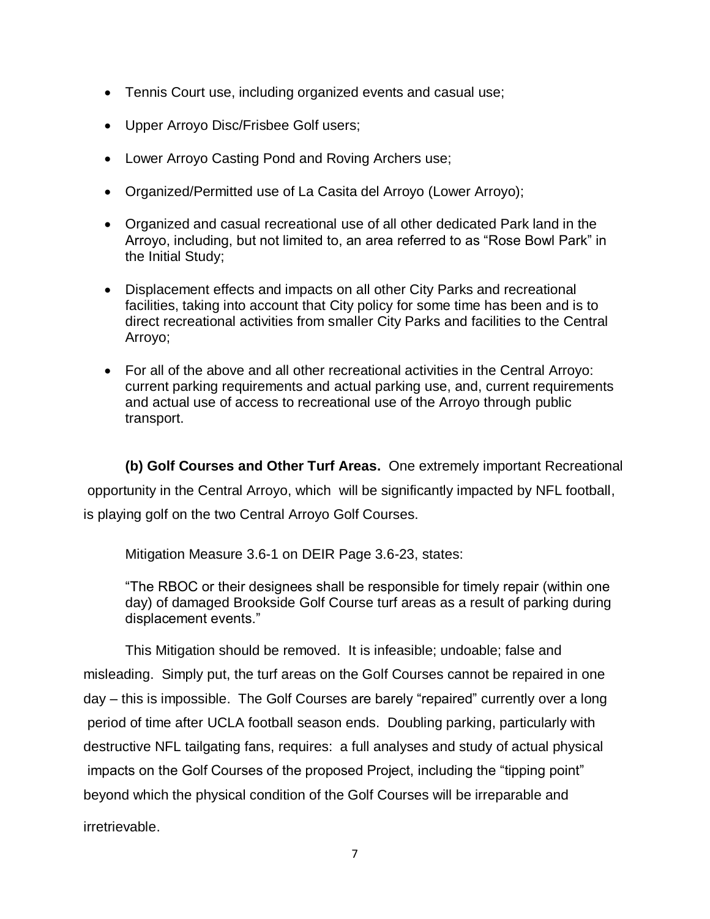- Tennis Court use, including organized events and casual use;
- Upper Arroyo Disc/Frisbee Golf users;
- Lower Arroyo Casting Pond and Roving Archers use;
- Organized/Permitted use of La Casita del Arroyo (Lower Arroyo);
- Organized and casual recreational use of all other dedicated Park land in the Arroyo, including, but not limited to, an area referred to as "Rose Bowl Park" in the Initial Study;
- Displacement effects and impacts on all other City Parks and recreational facilities, taking into account that City policy for some time has been and is to direct recreational activities from smaller City Parks and facilities to the Central Arroyo;
- For all of the above and all other recreational activities in the Central Arroyo: current parking requirements and actual parking use, and, current requirements and actual use of access to recreational use of the Arroyo through public transport.

**(b) Golf Courses and Other Turf Areas.** One extremely important Recreational opportunity in the Central Arroyo, which will be significantly impacted by NFL football, is playing golf on the two Central Arroyo Golf Courses.

Mitigation Measure 3.6-1 on DEIR Page 3.6-23, states:

> "The RBOC or their designees shall be responsible for timely repair (within one day) of damaged Brookside Golf Course turf areas as a result of parking during displacement events."

This Mitigation should be removed. It is infeasible; undoable; false and misleading. Simply put, the turf areas on the Golf Courses cannot be repaired in one day – this is impossible. The Golf Courses are barely "repaired" currently over a long period of time after UCLA football season ends. Doubling parking, particularly with destructive NFL tailgating fans, requires: a full analyses and study of actual physical impacts on the Golf Courses of the proposed Project, including the "tipping point" beyond which the physical condition of the Golf Courses will be irreparable and irretrievable.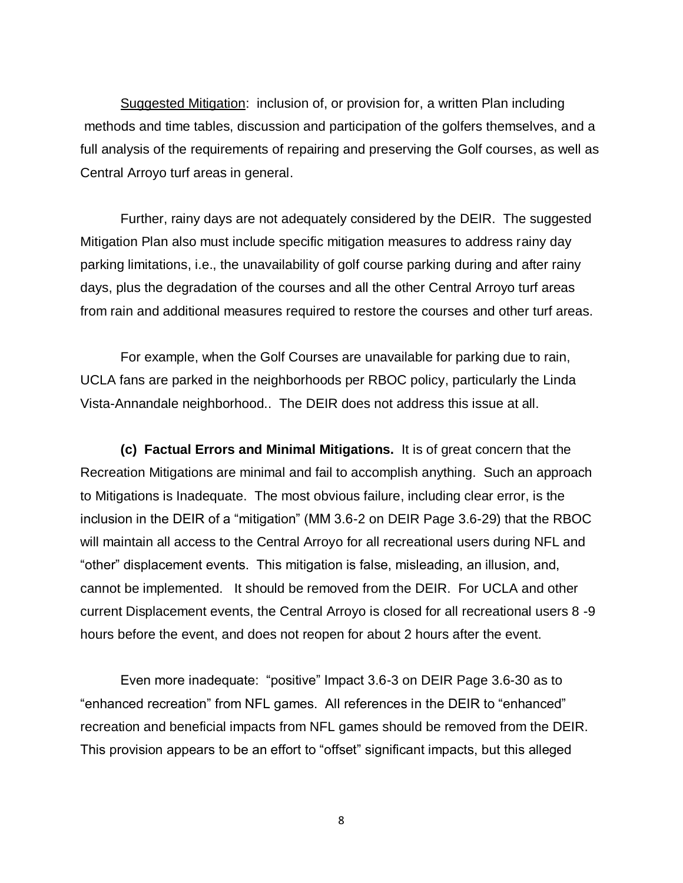Suggested Mitigation: inclusion of, or provision for, a written Plan including methods and time tables, discussion and participation of the golfers themselves, and a full analysis of the requirements of repairing and preserving the Golf courses, as well as Central Arroyo turf areas in general.

Further, rainy days are not adequately considered by the DEIR. The suggested Mitigation Plan also must include specific mitigation measures to address rainy day parking limitations, i.e., the unavailability of golf course parking during and after rainy days, plus the degradation of the courses and all the other Central Arroyo turf areas from rain and additional measures required to restore the courses and other turf areas.

For example, when the Golf Courses are unavailable for parking due to rain, UCLA fans are parked in the neighborhoods per RBOC policy, particularly the Linda Vista-Annandale neighborhood.. The DEIR does not address this issue at all.

**(c) Factual Errors and Minimal Mitigations.** It is of great concern that the Recreation Mitigations are minimal and fail to accomplish anything. Such an approach to Mitigations is Inadequate. The most obvious failure, including clear error, is the inclusion in the DEIR of a "mitigation" (MM 3.6-2 on DEIR Page 3.6-29) that the RBOC will maintain all access to the Central Arroyo for all recreational users during NFL and "other" displacement events. This mitigation is false, misleading, an illusion, and, cannot be implemented. It should be removed from the DEIR. For UCLA and other current Displacement events, the Central Arroyo is closed for all recreational users 8 -9 hours before the event, and does not reopen for about 2 hours after the event.

Even more inadequate: "positive" Impact 3.6-3 on DEIR Page 3.6-30 as to "enhanced recreation" from NFL games. All references in the DEIR to "enhanced" recreation and beneficial impacts from NFL games should be removed from the DEIR. This provision appears to be an effort to "offset" significant impacts, but this alleged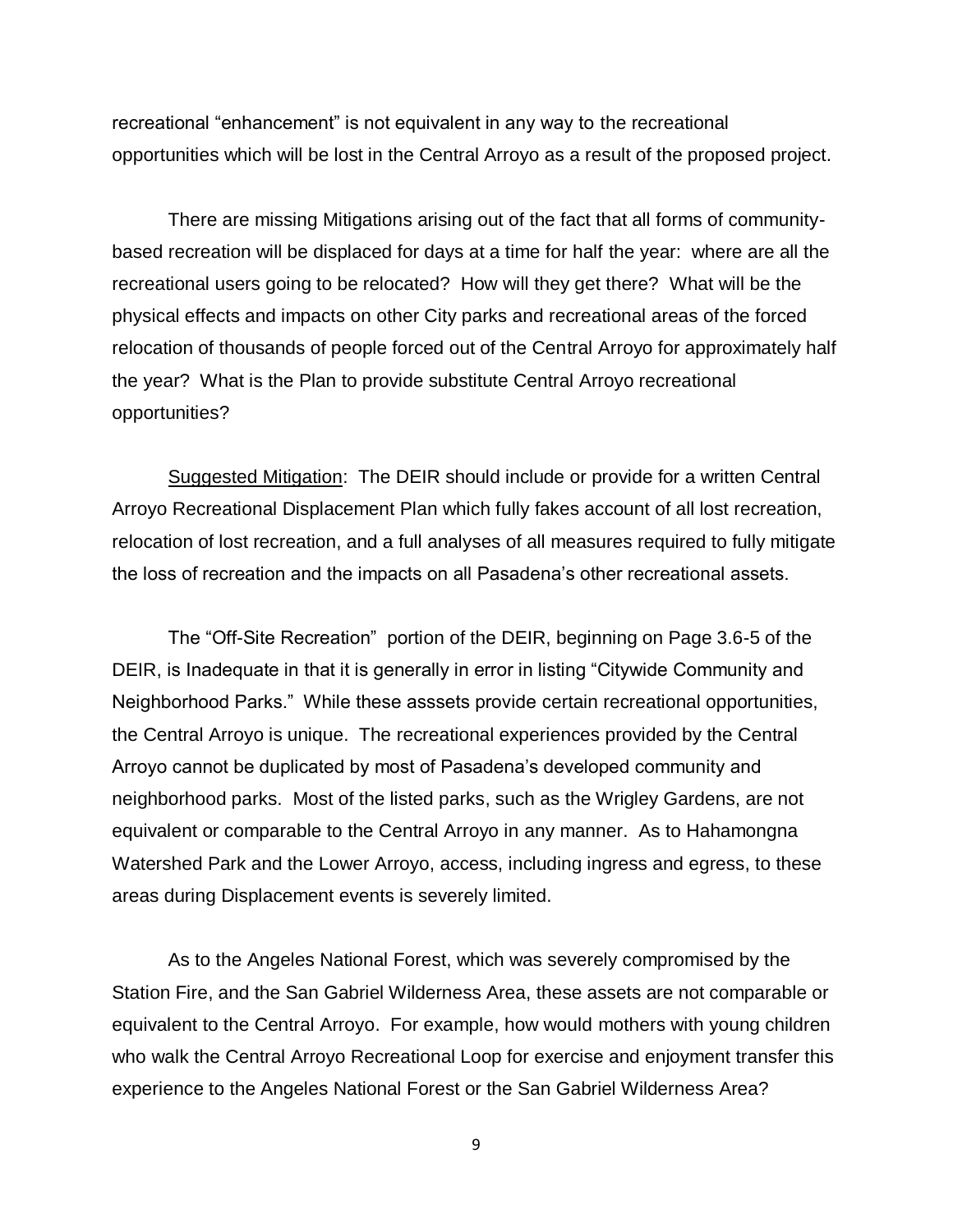recreational "enhancement" is not equivalent in any way to the recreational opportunities which will be lost in the Central Arroyo as a result of the proposed project.

There are missing Mitigations arising out of the fact that all forms of community-based recreation will be displaced for days at a time for half the year: where are all the recreational users going to be relocated? How will they get there? What will be the physical effects and impacts on other City parks and recreational areas of the forced relocation of thousands of people forced out of the Central Arroyo for approximately half the year? What is the Plan to provide substitute Central Arroyo recreational opportunities?

Suggested Mitigation: The DEIR should include or provide for a written Central Arroyo Recreational Displacement Plan which fully fakes account of all lost recreation, relocation of lost recreation, and a full analyses of all measures required to fully mitigate the loss of recreation and the impacts on all Pasadena's other recreational assets.

The "Off-Site Recreation" portion of the DEIR, beginning on Page 3.6-5 of the DEIR, is Inadequate in that it is generally in error in listing "Citywide Community and Neighborhood Parks." While these asssets provide certain recreational opportunities, the Central Arroyo is unique. The recreational experiences provided by the Central Arroyo cannot be duplicated by most of Pasadena's developed community and neighborhood parks. Most of the listed parks, such as the Wrigley Gardens, are not equivalent or comparable to the Central Arroyo in any manner. As to Hahamongna Watershed Park and the Lower Arroyo, access, including ingress and egress, to these areas during Displacement events is severely limited.

As to the Angeles National Forest, which was severely compromised by the Station Fire, and the San Gabriel Wilderness Area, these assets are not comparable or equivalent to the Central Arroyo. For example, how would mothers with young children who walk the Central Arroyo Recreational Loop for exercise and enjoyment transfer this experience to the Angeles National Forest or the San Gabriel Wilderness Area?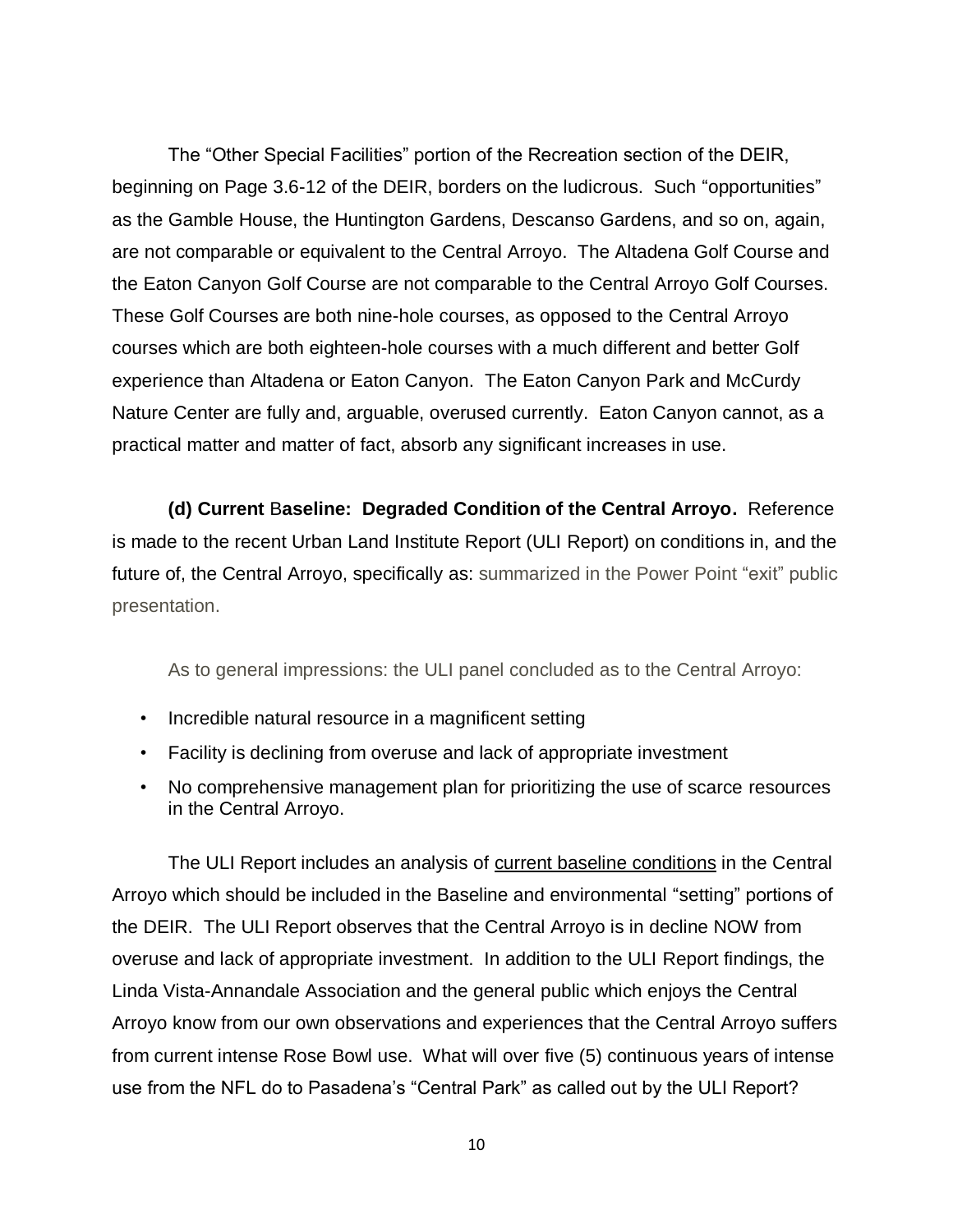The "Other Special Facilities" portion of the Recreation section of the DEIR, beginning on Page 3.6-12 of the DEIR, borders on the ludicrous. Such "opportunities" as the Gamble House, the Huntington Gardens, Descanso Gardens, and so on, again, are not comparable or equivalent to the Central Arroyo. The Altadena Golf Course and the Eaton Canyon Golf Course are not comparable to the Central Arroyo Golf Courses. These Golf Courses are both nine-hole courses, as opposed to the Central Arroyo courses which are both eighteen-hole courses with a much different and better Golf experience than Altadena or Eaton Canyon. The Eaton Canyon Park and McCurdy Nature Center are fully and, arguable, overused currently. Eaton Canyon cannot, as a practical matter and matter of fact, absorb any significant increases in use.

**(d) Current Baseline: Degraded Condition of the Central Arroyo.** Reference is made to the recent Urban Land Institute Report (ULI Report) on conditions in, and the future of, the Central Arroyo, specifically as: summarized in the Power Point "exit" public presentation.

As to general impressions: the ULI panel concluded as to the Central Arroyo:

- Incredible natural resource in a magnificent setting
- Facility is declining from overuse and lack of appropriate investment
- No comprehensive management plan for prioritizing the use of scarce resources in the Central Arroyo.

The ULI Report includes an analysis of <u>current baseline conditions</u> in the Central Arroyo which should be included in the Baseline and environmental "setting" portions of the DEIR. The ULI Report observes that the Central Arroyo is in decline NOW from overuse and lack of appropriate investment. In addition to the ULI Report findings, the Linda Vista-Annandale Association and the general public which enjoys the Central Arroyo know from our own observations and experiences that the Central Arroyo suffers from current intense Rose Bowl use. What will over five (5) continuous years of intense use from the NFL do to Pasadena's "Central Park" as called out by the ULI Report?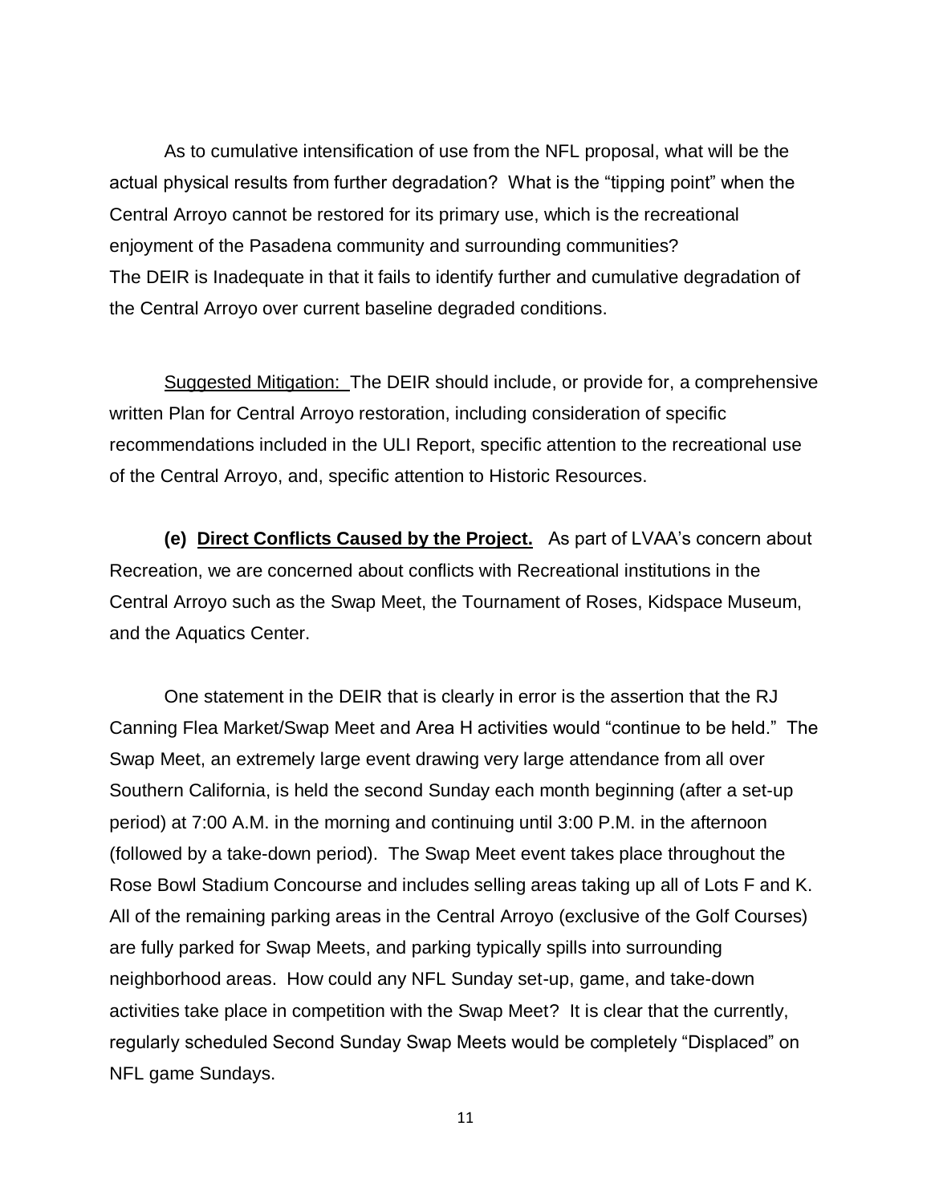As to cumulative intensification of use from the NFL proposal, what will be the actual physical results from further degradation? What is the "tipping point" when the Central Arroyo cannot be restored for its primary use, which is the recreational enjoyment of the Pasadena community and surrounding communities? The DEIR is Inadequate in that it fails to identify further and cumulative degradation of the Central Arroyo over current baseline degraded conditions.

<u>Suggested Mitigation:</u> The DEIR should include, or provide for, a comprehensive written Plan for Central Arroyo restoration, including consideration of specific recommendations included in the ULI Report, specific attention to the recreational use of the Central Arroyo, and, specific attention to Historic Resources.

**(e) <u>Direct Conflicts Caused by the Project.</u>** As part of LVAA's concern about Recreation, we are concerned about conflicts with Recreational institutions in the Central Arroyo such as the Swap Meet, the Tournament of Roses, Kidspace Museum, and the Aquatics Center.

One statement in the DEIR that is clearly in error is the assertion that the RJ Canning Flea Market/Swap Meet and Area H activities would "continue to be held." The Swap Meet, an extremely large event drawing very large attendance from all over Southern California, is held the second Sunday each month beginning (after a set-up period) at 7:00 A.M. in the morning and continuing until 3:00 P.M. in the afternoon (followed by a take-down period). The Swap Meet event takes place throughout the Rose Bowl Stadium Concourse and includes selling areas taking up all of Lots F and K. All of the remaining parking areas in the Central Arroyo (exclusive of the Golf Courses) are fully parked for Swap Meets, and parking typically spills into surrounding neighborhood areas. How could any NFL Sunday set-up, game, and take-down activities take place in competition with the Swap Meet? It is clear that the currently, regularly scheduled Second Sunday Swap Meets would be completely "Displaced" on NFL game Sundays.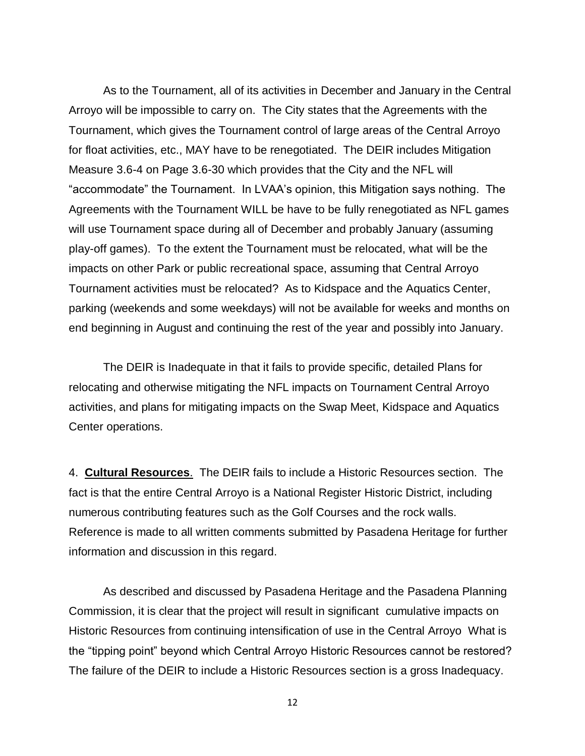As to the Tournament, all of its activities in December and January in the Central Arroyo will be impossible to carry on. The City states that the Agreements with the Tournament, which gives the Tournament control of large areas of the Central Arroyo for float activities, etc., MAY have to be renegotiated. The DEIR includes Mitigation Measure 3.6-4 on Page 3.6-30 which provides that the City and the NFL will "accommodate" the Tournament. In LVAA's opinion, this Mitigation says nothing. The Agreements with the Tournament WILL be have to be fully renegotiated as NFL games will use Tournament space during all of December and probably January (assuming play-off games). To the extent the Tournament must be relocated, what will be the impacts on other Park or public recreational space, assuming that Central Arroyo Tournament activities must be relocated? As to Kidspace and the Aquatics Center, parking (weekends and some weekdays) will not be available for weeks and months on end beginning in August and continuing the rest of the year and possibly into January.

The DEIR is Inadequate in that it fails to provide specific, detailed Plans for relocating and otherwise mitigating the NFL impacts on Tournament Central Arroyo activities, and plans for mitigating impacts on the Swap Meet, Kidspace and Aquatics Center operations.

4. **Cultural Resources**. The DEIR fails to include a Historic Resources section. The fact is that the entire Central Arroyo is a National Register Historic District, including numerous contributing features such as the Golf Courses and the rock walls. Reference is made to all written comments submitted by Pasadena Heritage for further information and discussion in this regard.

As described and discussed by Pasadena Heritage and the Pasadena Planning Commission, it is clear that the project will result in significant cumulative impacts on Historic Resources from continuing intensification of use in the Central Arroyo What is the "tipping point" beyond which Central Arroyo Historic Resources cannot be restored? The failure of the DEIR to include a Historic Resources section is a gross Inadequacy.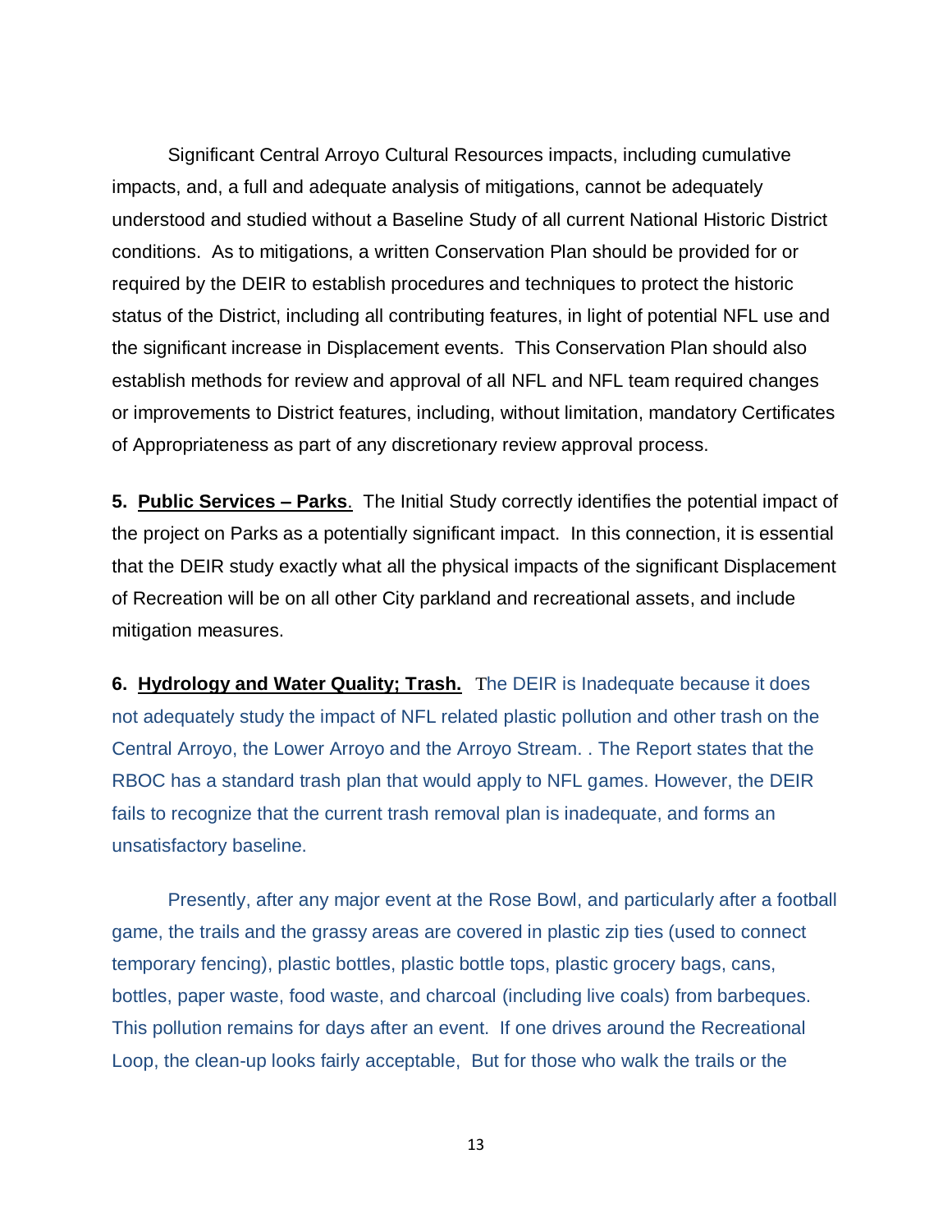Significant Central Arroyo Cultural Resources impacts, including cumulative impacts, and, a full and adequate analysis of mitigations, cannot be adequately understood and studied without a Baseline Study of all current National Historic District conditions. As to mitigations, a written Conservation Plan should be provided for or required by the DEIR to establish procedures and techniques to protect the historic status of the District, including all contributing features, in light of potential NFL use and the significant increase in Displacement events. This Conservation Plan should also establish methods for review and approval of all NFL and NFL team required changes or improvements to District features, including, without limitation, mandatory Certificates of Appropriateness as part of any discretionary review approval process.

**5. <u>Public Services – Parks</u>.** The Initial Study correctly identifies the potential impact of the project on Parks as a potentially significant impact. In this connection, it is essential that the DEIR study exactly what all the physical impacts of the significant Displacement of Recreation will be on all other City parkland and recreational assets, and include mitigation measures.

**6. <u>Hydrology and Water Quality; Trash.</u>** The DEIR is Inadequate because it does not adequately study the impact of NFL related plastic pollution and other trash on the Central Arroyo, the Lower Arroyo and the Arroyo Stream. . The Report states that the RBOC has a standard trash plan that would apply to NFL games. However, the DEIR fails to recognize that the current trash removal plan is inadequate, and forms an unsatisfactory baseline.

Presently, after any major event at the Rose Bowl, and particularly after a football game, the trails and the grassy areas are covered in plastic zip ties (used to connect temporary fencing), plastic bottles, plastic bottle tops, plastic grocery bags, cans, bottles, paper waste, food waste, and charcoal (including live coals) from barbeques. This pollution remains for days after an event. If one drives around the Recreational Loop, the clean-up looks fairly acceptable, But for those who walk the trails or the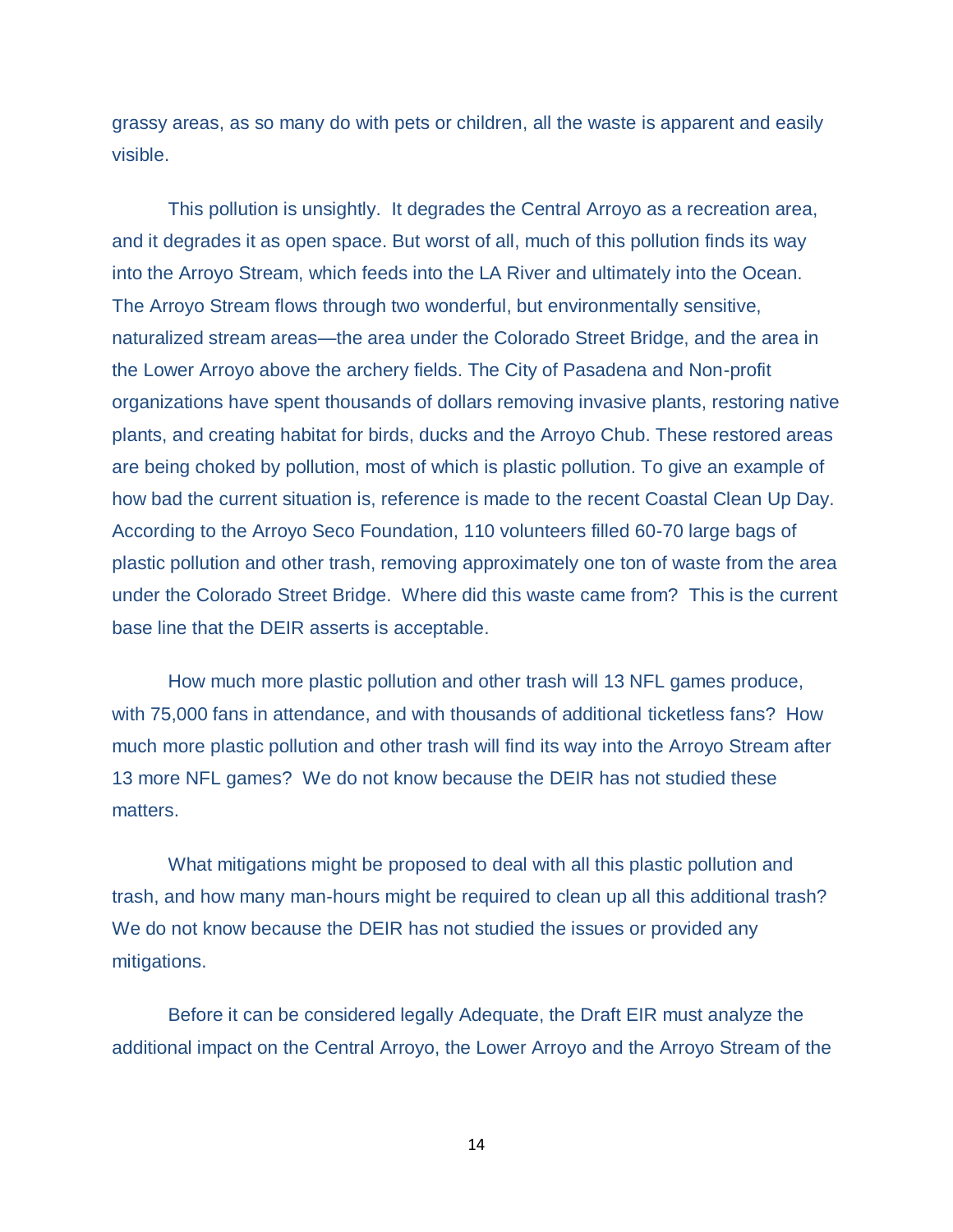grassy areas, as so many do with pets or children, all the waste is apparent and easily visible.

This pollution is unsightly. It degrades the Central Arroyo as a recreation area, and it degrades it as open space. But worst of all, much of this pollution finds its way into the Arroyo Stream, which feeds into the LA River and ultimately into the Ocean. The Arroyo Stream flows through two wonderful, but environmentally sensitive, naturalized stream areas—the area under the Colorado Street Bridge, and the area in the Lower Arroyo above the archery fields. The City of Pasadena and Non-profit organizations have spent thousands of dollars removing invasive plants, restoring native plants, and creating habitat for birds, ducks and the Arroyo Chub. These restored areas are being choked by pollution, most of which is plastic pollution. To give an example of how bad the current situation is, reference is made to the recent Coastal Clean Up Day. According to the Arroyo Seco Foundation, 110 volunteers filled 60-70 large bags of plastic pollution and other trash, removing approximately one ton of waste from the area under the Colorado Street Bridge. Where did this waste came from? This is the current base line that the DEIR asserts is acceptable.

How much more plastic pollution and other trash will 13 NFL games produce, with 75,000 fans in attendance, and with thousands of additional ticketless fans? How much more plastic pollution and other trash will find its way into the Arroyo Stream after 13 more NFL games? We do not know because the DEIR has not studied these matters.

What mitigations might be proposed to deal with all this plastic pollution and trash, and how many man-hours might be required to clean up all this additional trash? We do not know because the DEIR has not studied the issues or provided any mitigations.

Before it can be considered legally Adequate, the Draft EIR must analyze the additional impact on the Central Arroyo, the Lower Arroyo and the Arroyo Stream of the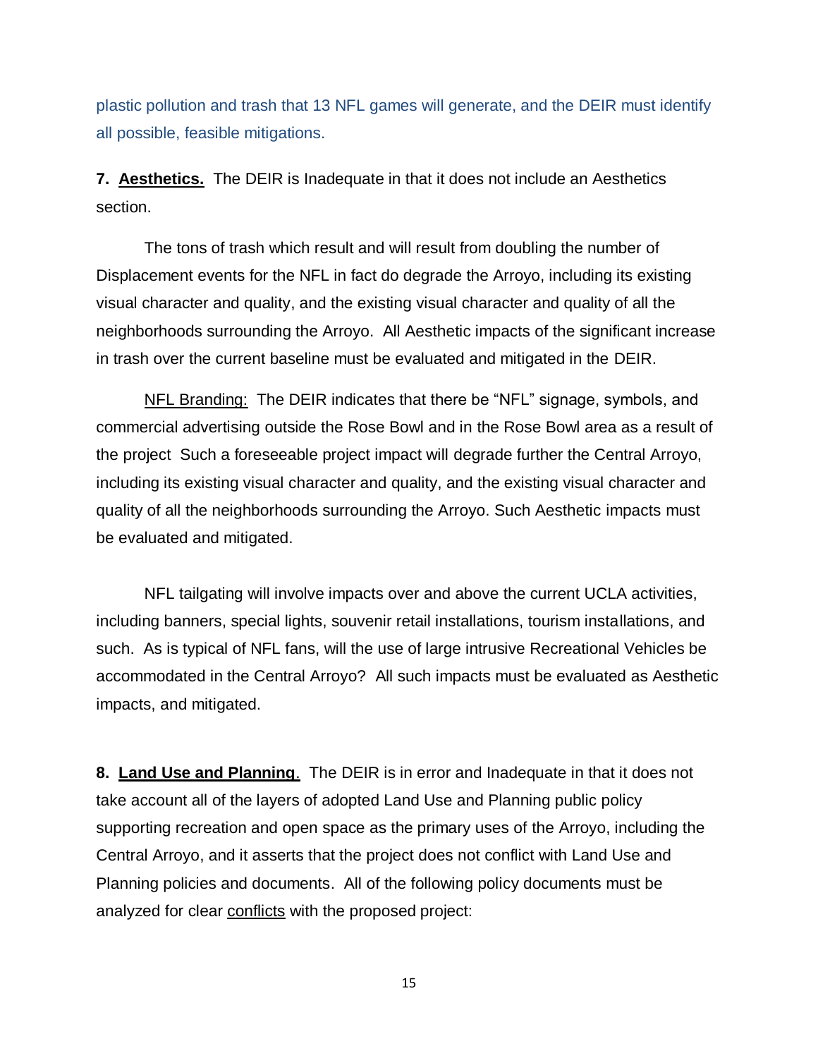plastic pollution and trash that 13 NFL games will generate, and the DEIR must identify all possible, feasible mitigations.

**7. Aesthetics.** The DEIR is Inadequate in that it does not include an Aesthetics section.

The tons of trash which result and will result from doubling the number of Displacement events for the NFL in fact do degrade the Arroyo, including its existing visual character and quality, and the existing visual character and quality of all the neighborhoods surrounding the Arroyo. All Aesthetic impacts of the significant increase in trash over the current baseline must be evaluated and mitigated in the DEIR.

NFL Branding: The DEIR indicates that there be "NFL" signage, symbols, and commercial advertising outside the Rose Bowl and in the Rose Bowl area as a result of the project Such a foreseeable project impact will degrade further the Central Arroyo, including its existing visual character and quality, and the existing visual character and quality of all the neighborhoods surrounding the Arroyo. Such Aesthetic impacts must be evaluated and mitigated.

NFL tailgating will involve impacts over and above the current UCLA activities, including banners, special lights, souvenir retail installations, tourism installations, and such. As is typical of NFL fans, will the use of large intrusive Recreational Vehicles be accommodated in the Central Arroyo? All such impacts must be evaluated as Aesthetic impacts, and mitigated.

**8. Land Use and Planning**. The DEIR is in error and Inadequate in that it does not take account all of the layers of adopted Land Use and Planning public policy supporting recreation and open space as the primary uses of the Arroyo, including the Central Arroyo, and it asserts that the project does not conflict with Land Use and Planning policies and documents. All of the following policy documents must be analyzed for clear conflicts with the proposed project: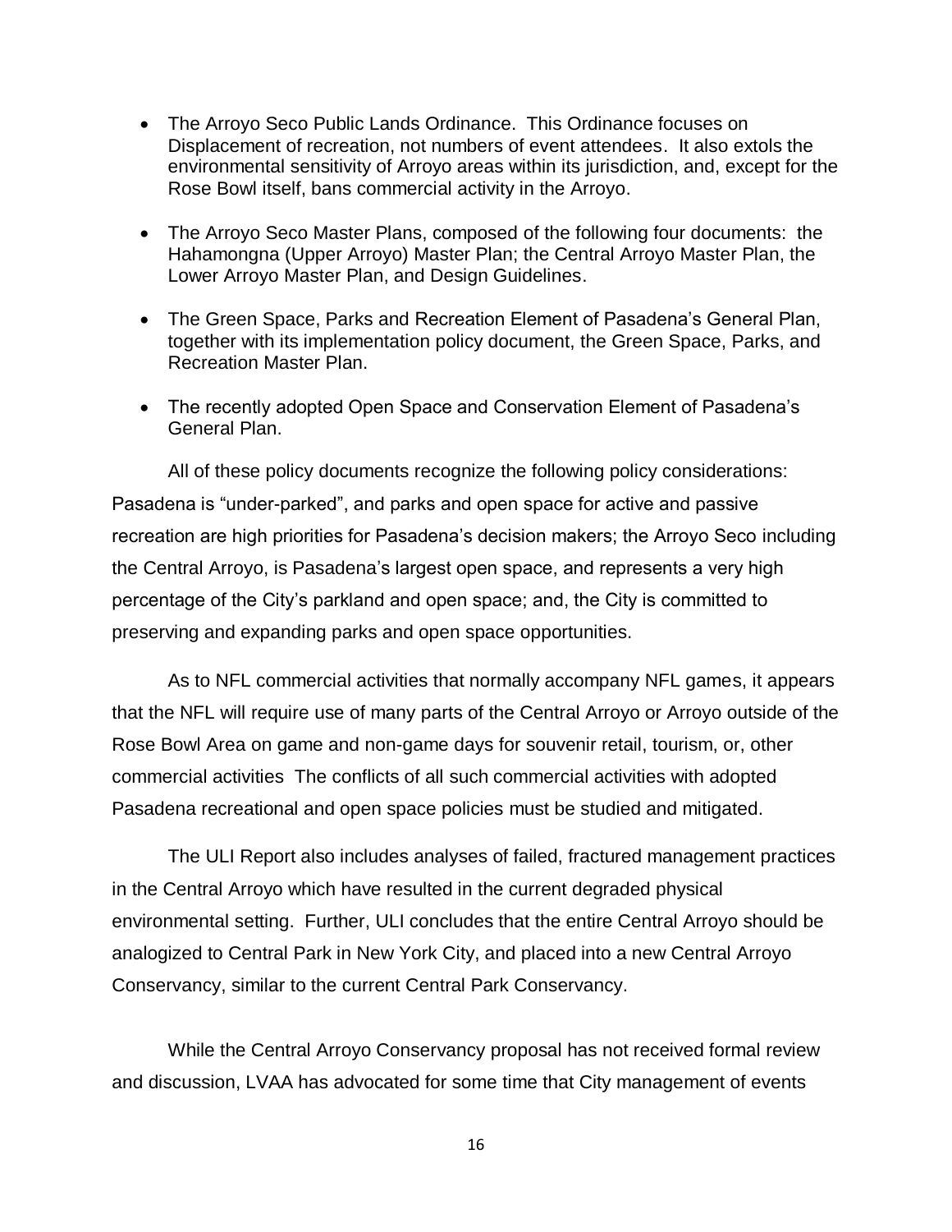- The Arroyo Seco Public Lands Ordinance. This Ordinance focuses on Displacement of recreation, not numbers of event attendees. It also extols the environmental sensitivity of Arroyo areas within its jurisdiction, and, except for the Rose Bowl itself, bans commercial activity in the Arroyo.

- The Arroyo Seco Master Plans, composed of the following four documents: the Hahamongna (Upper Arroyo) Master Plan; the Central Arroyo Master Plan, the Lower Arroyo Master Plan, and Design Guidelines.

- The Green Space, Parks and Recreation Element of Pasadena's General Plan, together with its implementation policy document, the Green Space, Parks, and Recreation Master Plan.

- The recently adopted Open Space and Conservation Element of Pasadena's General Plan.

All of these policy documents recognize the following policy considerations: Pasadena is "under-parked", and parks and open space for active and passive recreation are high priorities for Pasadena's decision makers; the Arroyo Seco including the Central Arroyo, is Pasadena's largest open space, and represents a very high percentage of the City's parkland and open space; and, the City is committed to preserving and expanding parks and open space opportunities.

As to NFL commercial activities that normally accompany NFL games, it appears that the NFL will require use of many parts of the Central Arroyo or Arroyo outside of the Rose Bowl Area on game and non-game days for souvenir retail, tourism, or, other commercial activities The conflicts of all such commercial activities with adopted Pasadena recreational and open space policies must be studied and mitigated.

The ULI Report also includes analyses of failed, fractured management practices in the Central Arroyo which have resulted in the current degraded physical environmental setting. Further, ULI concludes that the entire Central Arroyo should be analogized to Central Park in New York City, and placed into a new Central Arroyo Conservancy, similar to the current Central Park Conservancy.

While the Central Arroyo Conservancy proposal has not received formal review and discussion, LVAA has advocated for some time that City management of events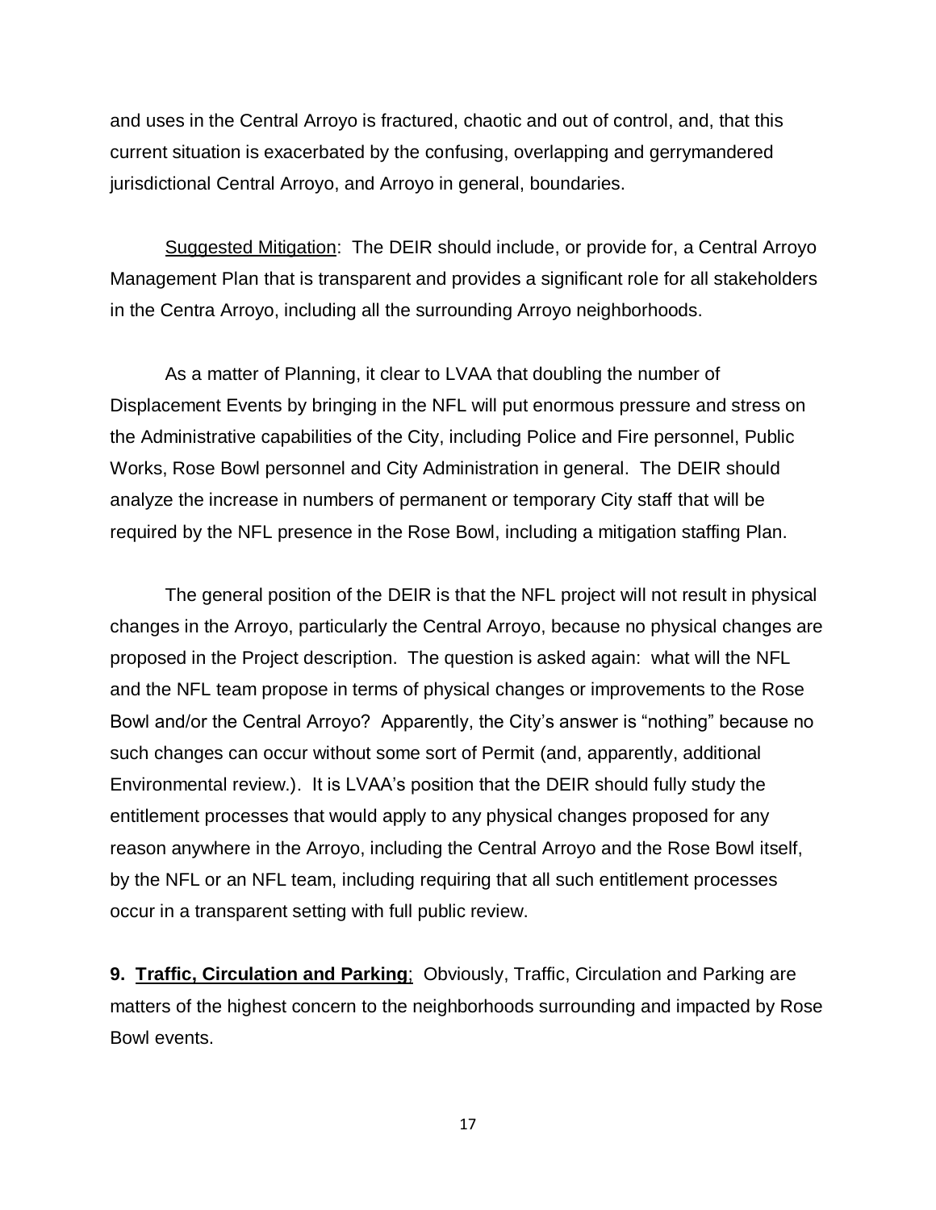and uses in the Central Arroyo is fractured, chaotic and out of control, and, that this current situation is exacerbated by the confusing, overlapping and gerrymandered jurisdictional Central Arroyo, and Arroyo in general, boundaries.

Suggested Mitigation: The DEIR should include, or provide for, a Central Arroyo Management Plan that is transparent and provides a significant role for all stakeholders in the Centra Arroyo, including all the surrounding Arroyo neighborhoods.

As a matter of Planning, it clear to LVAA that doubling the number of Displacement Events by bringing in the NFL will put enormous pressure and stress on the Administrative capabilities of the City, including Police and Fire personnel, Public Works, Rose Bowl personnel and City Administration in general. The DEIR should analyze the increase in numbers of permanent or temporary City staff that will be required by the NFL presence in the Rose Bowl, including a mitigation staffing Plan.

The general position of the DEIR is that the NFL project will not result in physical changes in the Arroyo, particularly the Central Arroyo, because no physical changes are proposed in the Project description. The question is asked again: what will the NFL and the NFL team propose in terms of physical changes or improvements to the Rose Bowl and/or the Central Arroyo? Apparently, the City's answer is "nothing" because no such changes can occur without some sort of Permit (and, apparently, additional Environmental review.). It is LVAA's position that the DEIR should fully study the entitlement processes that would apply to any physical changes proposed for any reason anywhere in the Arroyo, including the Central Arroyo and the Rose Bowl itself, by the NFL or an NFL team, including requiring that all such entitlement processes occur in a transparent setting with full public review.

**9. Traffic, Circulation and Parking**; Obviously, Traffic, Circulation and Parking are matters of the highest concern to the neighborhoods surrounding and impacted by Rose Bowl events.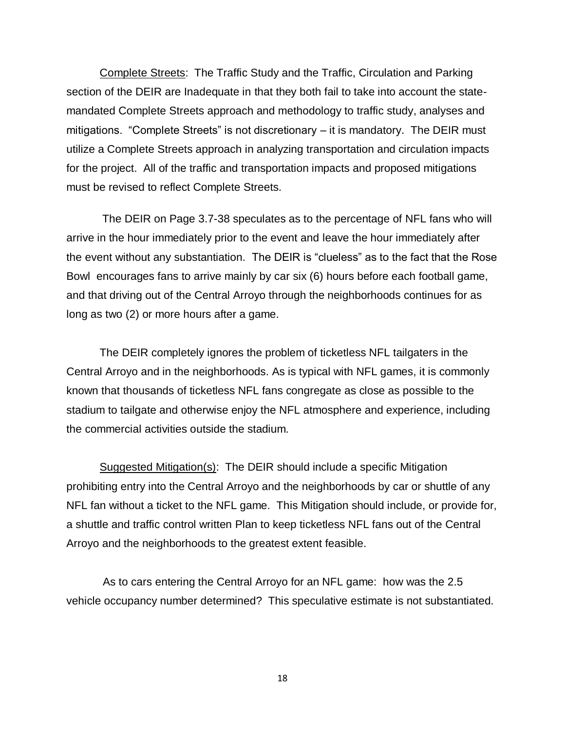Complete Streets: The Traffic Study and the Traffic, Circulation and Parking section of the DEIR are Inadequate in that they both fail to take into account the state-mandated Complete Streets approach and methodology to traffic study, analyses and mitigations. "Complete Streets" is not discretionary – it is mandatory. The DEIR must utilize a Complete Streets approach in analyzing transportation and circulation impacts for the project. All of the traffic and transportation impacts and proposed mitigations must be revised to reflect Complete Streets.

The DEIR on Page 3.7-38 speculates as to the percentage of NFL fans who will arrive in the hour immediately prior to the event and leave the hour immediately after the event without any substantiation. The DEIR is "clueless" as to the fact that the Rose Bowl encourages fans to arrive mainly by car six (6) hours before each football game, and that driving out of the Central Arroyo through the neighborhoods continues for as long as two (2) or more hours after a game.

The DEIR completely ignores the problem of ticketless NFL tailgaters in the Central Arroyo and in the neighborhoods. As is typical with NFL games, it is commonly known that thousands of ticketless NFL fans congregate as close as possible to the stadium to tailgate and otherwise enjoy the NFL atmosphere and experience, including the commercial activities outside the stadium.

Suggested Mitigation(s): The DEIR should include a specific Mitigation prohibiting entry into the Central Arroyo and the neighborhoods by car or shuttle of any NFL fan without a ticket to the NFL game. This Mitigation should include, or provide for, a shuttle and traffic control written Plan to keep ticketless NFL fans out of the Central Arroyo and the neighborhoods to the greatest extent feasible.

As to cars entering the Central Arroyo for an NFL game: how was the 2.5 vehicle occupancy number determined? This speculative estimate is not substantiated.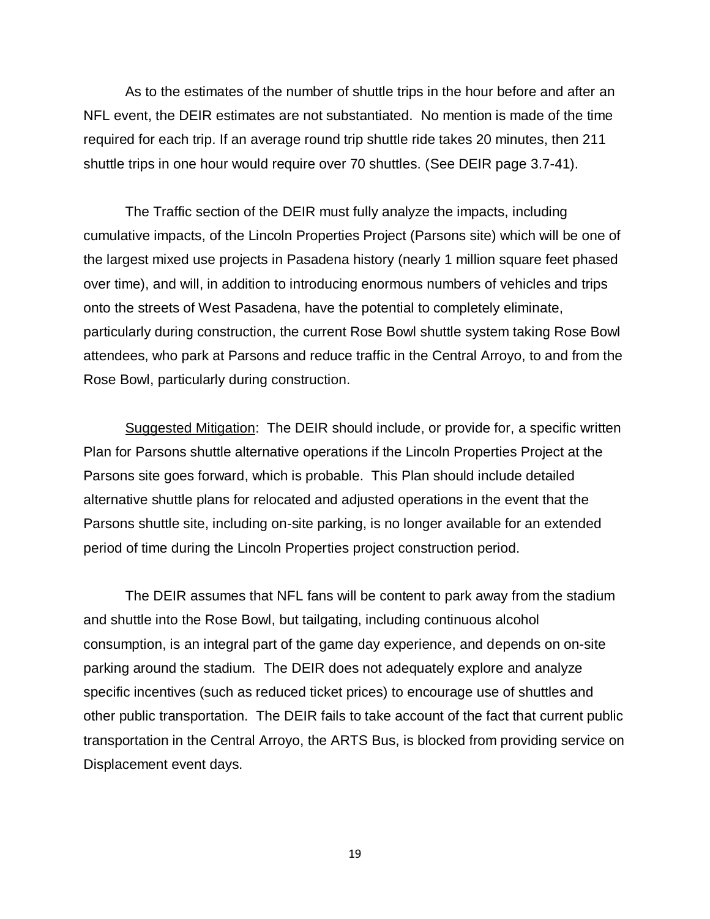As to the estimates of the number of shuttle trips in the hour before and after an NFL event, the DEIR estimates are not substantiated. No mention is made of the time required for each trip. If an average round trip shuttle ride takes 20 minutes, then 211 shuttle trips in one hour would require over 70 shuttles. (See DEIR page 3.7-41).

The Traffic section of the DEIR must fully analyze the impacts, including cumulative impacts, of the Lincoln Properties Project (Parsons site) which will be one of the largest mixed use projects in Pasadena history (nearly 1 million square feet phased over time), and will, in addition to introducing enormous numbers of vehicles and trips onto the streets of West Pasadena, have the potential to completely eliminate, particularly during construction, the current Rose Bowl shuttle system taking Rose Bowl attendees, who park at Parsons and reduce traffic in the Central Arroyo, to and from the Rose Bowl, particularly during construction.

<u>Suggested Mitigation</u>: The DEIR should include, or provide for, a specific written Plan for Parsons shuttle alternative operations if the Lincoln Properties Project at the Parsons site goes forward, which is probable. This Plan should include detailed alternative shuttle plans for relocated and adjusted operations in the event that the Parsons shuttle site, including on-site parking, is no longer available for an extended period of time during the Lincoln Properties project construction period.

The DEIR assumes that NFL fans will be content to park away from the stadium and shuttle into the Rose Bowl, but tailgating, including continuous alcohol consumption, is an integral part of the game day experience, and depends on on-site parking around the stadium. The DEIR does not adequately explore and analyze specific incentives (such as reduced ticket prices) to encourage use of shuttles and other public transportation. The DEIR fails to take account of the fact that current public transportation in the Central Arroyo, the ARTS Bus, is blocked from providing service on Displacement event days.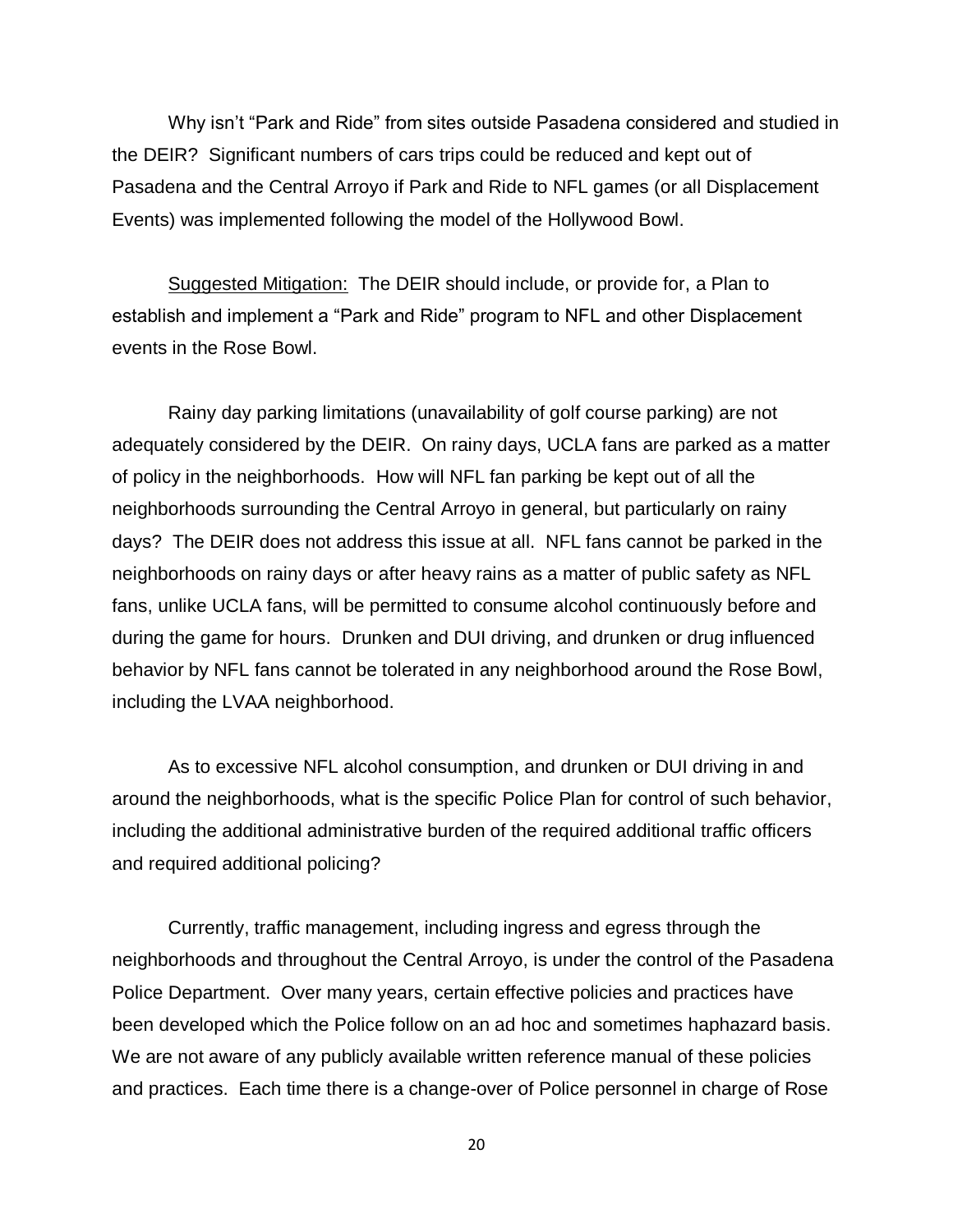Why isn't "Park and Ride" from sites outside Pasadena considered and studied in the DEIR? Significant numbers of cars trips could be reduced and kept out of Pasadena and the Central Arroyo if Park and Ride to NFL games (or all Displacement Events) was implemented following the model of the Hollywood Bowl.

<u>Suggested Mitigation:</u> The DEIR should include, or provide for, a Plan to establish and implement a "Park and Ride" program to NFL and other Displacement events in the Rose Bowl.

Rainy day parking limitations (unavailability of golf course parking) are not adequately considered by the DEIR. On rainy days, UCLA fans are parked as a matter of policy in the neighborhoods. How will NFL fan parking be kept out of all the neighborhoods surrounding the Central Arroyo in general, but particularly on rainy days? The DEIR does not address this issue at all. NFL fans cannot be parked in the neighborhoods on rainy days or after heavy rains as a matter of public safety as NFL fans, unlike UCLA fans, will be permitted to consume alcohol continuously before and during the game for hours. Drunken and DUI driving, and drunken or drug influenced behavior by NFL fans cannot be tolerated in any neighborhood around the Rose Bowl, including the LVAA neighborhood.

As to excessive NFL alcohol consumption, and drunken or DUI driving in and around the neighborhoods, what is the specific Police Plan for control of such behavior, including the additional administrative burden of the required additional traffic officers and required additional policing?

Currently, traffic management, including ingress and egress through the neighborhoods and throughout the Central Arroyo, is under the control of the Pasadena Police Department. Over many years, certain effective policies and practices have been developed which the Police follow on an ad hoc and sometimes haphazard basis. We are not aware of any publicly available written reference manual of these policies and practices. Each time there is a change-over of Police personnel in charge of Rose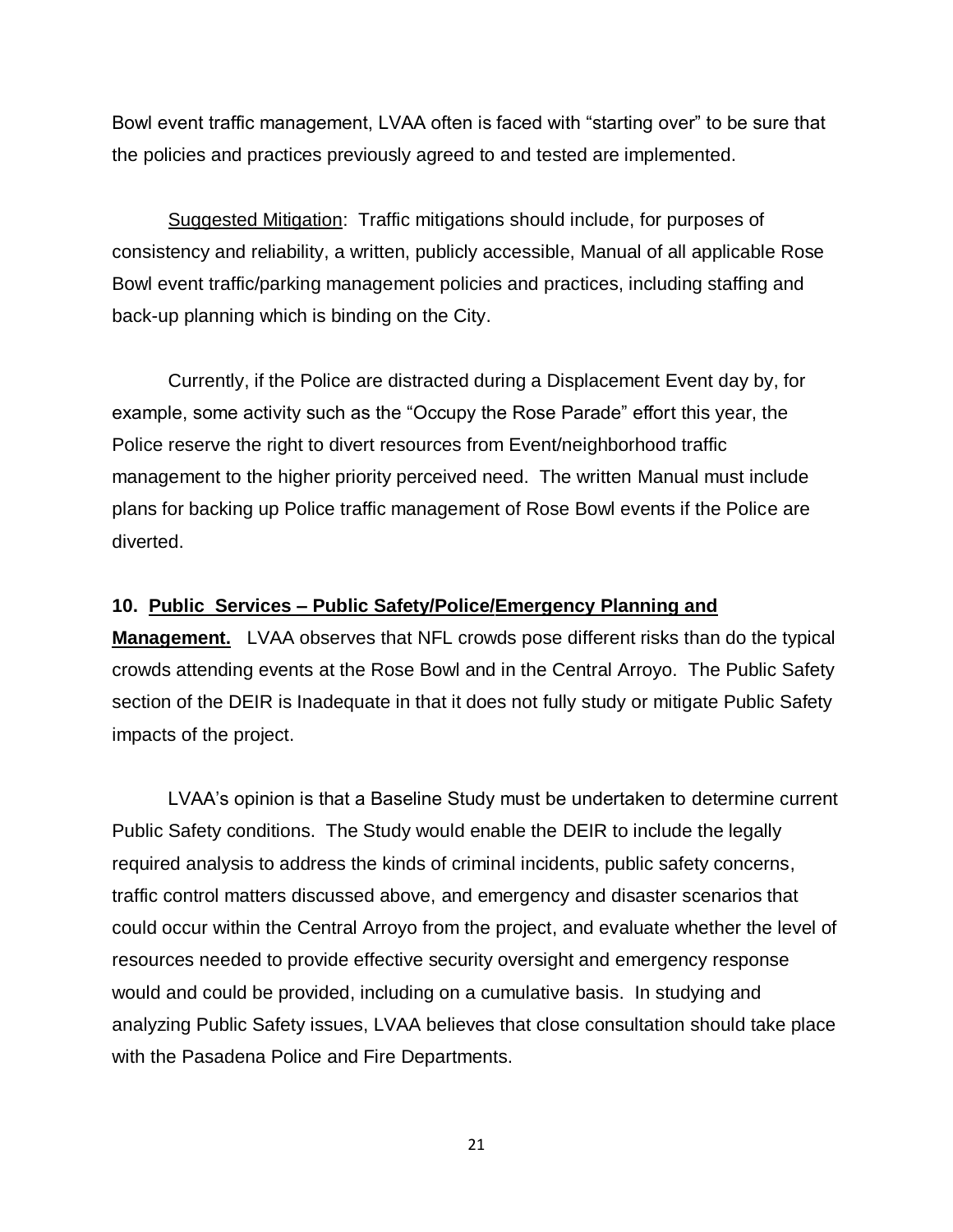Bowl event traffic management, LVAA often is faced with “starting over” to be sure that the policies and practices previously agreed to and tested are implemented.

<u>Suggested Mitigation</u>: Traffic mitigations should include, for purposes of consistency and reliability, a written, publicly accessible, Manual of all applicable Rose Bowl event traffic/parking management policies and practices, including staffing and back-up planning which is binding on the City.

Currently, if the Police are distracted during a Displacement Event day by, for example, some activity such as the “Occupy the Rose Parade” effort this year, the Police reserve the right to divert resources from Event/neighborhood traffic management to the higher priority perceived need. The written Manual must include plans for backing up Police traffic management of Rose Bowl events if the Police are diverted.

**10. <u>Public Services – Public Safety/Police/Emergency Planning and Management.</u>** LVAA observes that NFL crowds pose different risks than do the typical crowds attending events at the Rose Bowl and in the Central Arroyo. The Public Safety section of the DEIR is Inadequate in that it does not fully study or mitigate Public Safety impacts of the project.

LVAA’s opinion is that a Baseline Study must be undertaken to determine current Public Safety conditions. The Study would enable the DEIR to include the legally required analysis to address the kinds of criminal incidents, public safety concerns, traffic control matters discussed above, and emergency and disaster scenarios that could occur within the Central Arroyo from the project, and evaluate whether the level of resources needed to provide effective security oversight and emergency response would and could be provided, including on a cumulative basis. In studying and analyzing Public Safety issues, LVAA believes that close consultation should take place with the Pasadena Police and Fire Departments.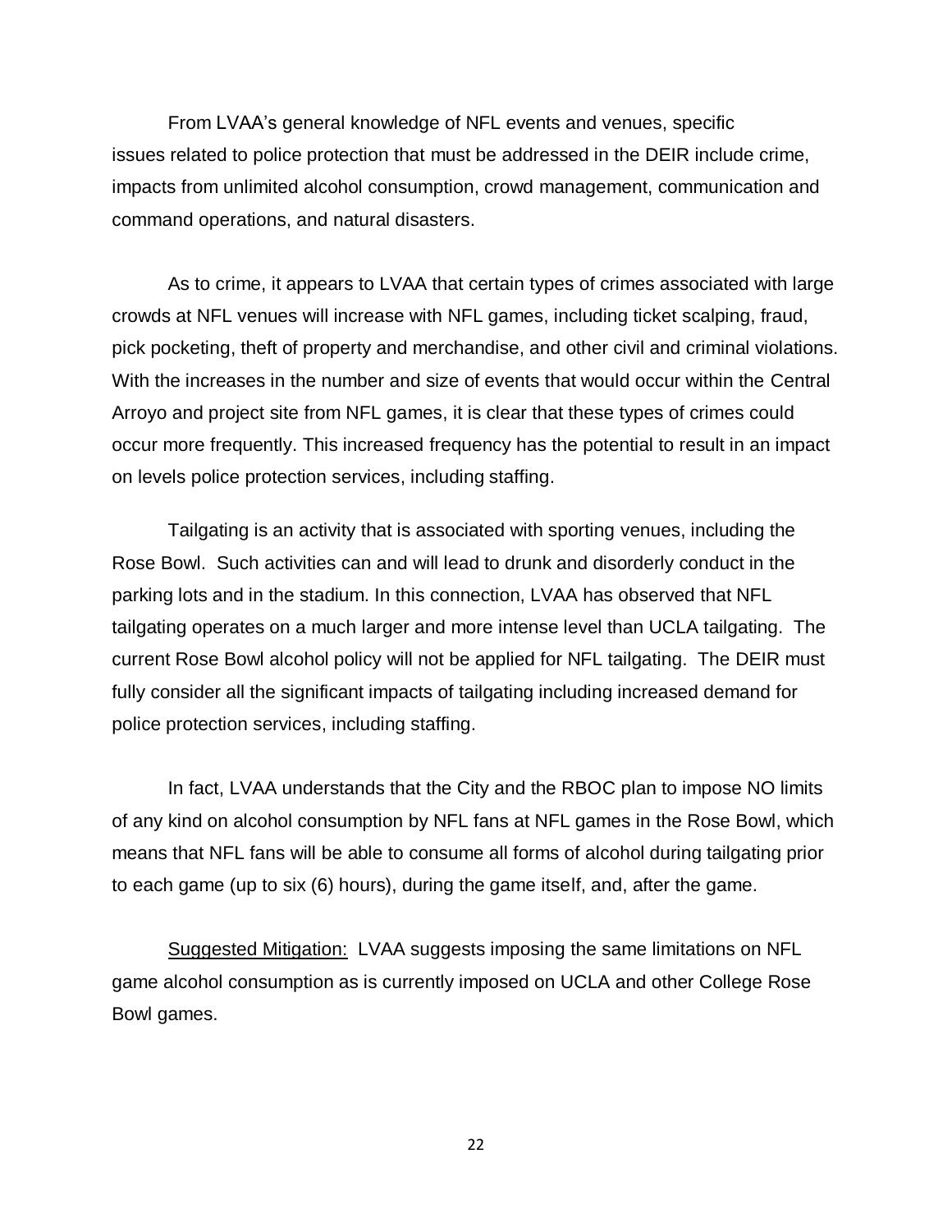From LVAA's general knowledge of NFL events and venues, specific issues related to police protection that must be addressed in the DEIR include crime, impacts from unlimited alcohol consumption, crowd management, communication and command operations, and natural disasters.

As to crime, it appears to LVAA that certain types of crimes associated with large crowds at NFL venues will increase with NFL games, including ticket scalping, fraud, pick pocketing, theft of property and merchandise, and other civil and criminal violations. With the increases in the number and size of events that would occur within the Central Arroyo and project site from NFL games, it is clear that these types of crimes could occur more frequently. This increased frequency has the potential to result in an impact on levels police protection services, including staffing.

Tailgating is an activity that is associated with sporting venues, including the Rose Bowl. Such activities can and will lead to drunk and disorderly conduct in the parking lots and in the stadium. In this connection, LVAA has observed that NFL tailgating operates on a much larger and more intense level than UCLA tailgating. The current Rose Bowl alcohol policy will not be applied for NFL tailgating. The DEIR must fully consider all the significant impacts of tailgating including increased demand for police protection services, including staffing.

In fact, LVAA understands that the City and the RBOC plan to impose NO limits of any kind on alcohol consumption by NFL fans at NFL games in the Rose Bowl, which means that NFL fans will be able to consume all forms of alcohol during tailgating prior to each game (up to six (6) hours), during the game itself, and, after the game.

<u>Suggested Mitigation:</u> LVAA suggests imposing the same limitations on NFL game alcohol consumption as is currently imposed on UCLA and other College Rose Bowl games.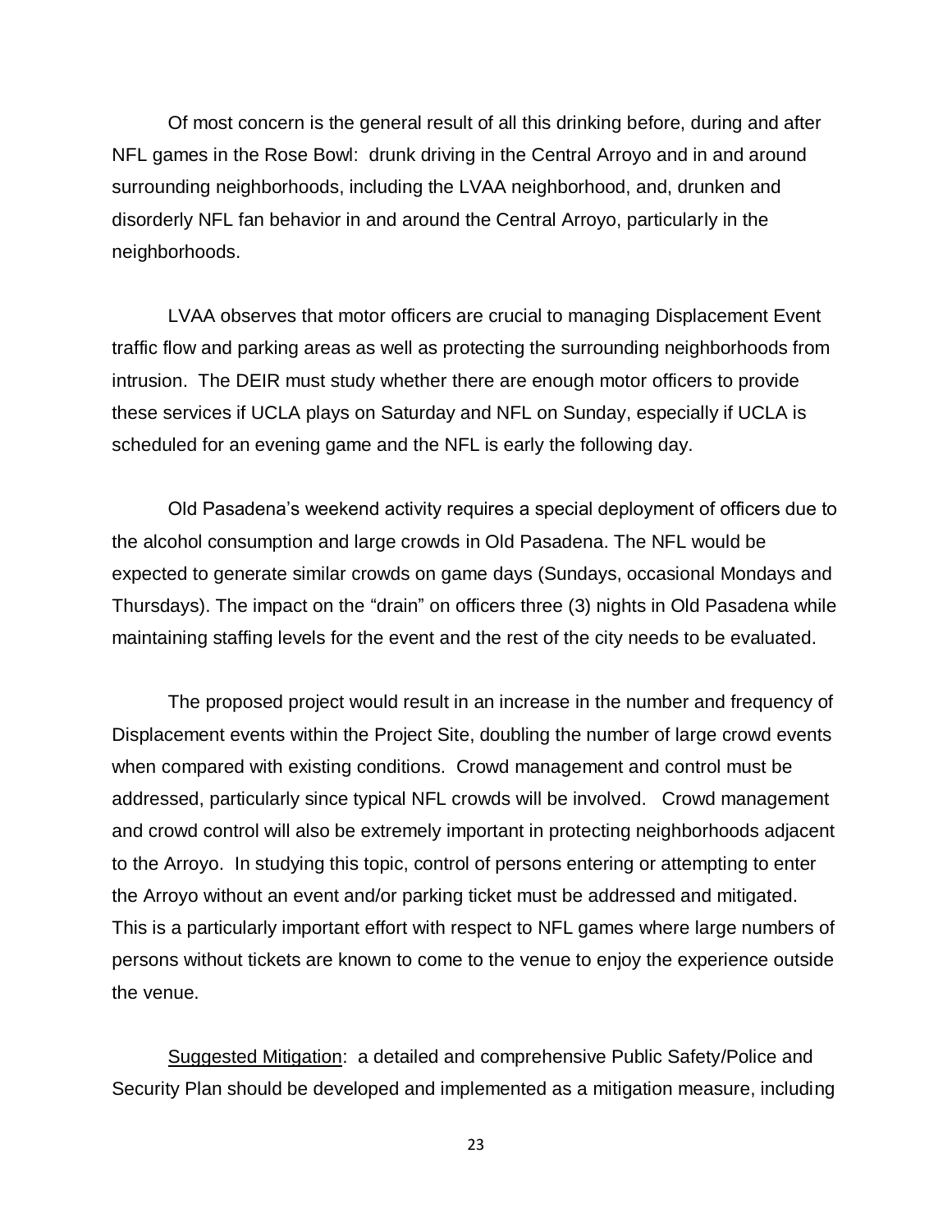Of most concern is the general result of all this drinking before, during and after NFL games in the Rose Bowl: drunk driving in the Central Arroyo and in and around surrounding neighborhoods, including the LVAA neighborhood, and, drunken and disorderly NFL fan behavior in and around the Central Arroyo, particularly in the neighborhoods.

LVAA observes that motor officers are crucial to managing Displacement Event traffic flow and parking areas as well as protecting the surrounding neighborhoods from intrusion. The DEIR must study whether there are enough motor officers to provide these services if UCLA plays on Saturday and NFL on Sunday, especially if UCLA is scheduled for an evening game and the NFL is early the following day.

Old Pasadena's weekend activity requires a special deployment of officers due to the alcohol consumption and large crowds in Old Pasadena. The NFL would be expected to generate similar crowds on game days (Sundays, occasional Mondays and Thursdays). The impact on the "drain" on officers three (3) nights in Old Pasadena while maintaining staffing levels for the event and the rest of the city needs to be evaluated.

The proposed project would result in an increase in the number and frequency of Displacement events within the Project Site, doubling the number of large crowd events when compared with existing conditions. Crowd management and control must be addressed, particularly since typical NFL crowds will be involved. Crowd management and crowd control will also be extremely important in protecting neighborhoods adjacent to the Arroyo. In studying this topic, control of persons entering or attempting to enter the Arroyo without an event and/or parking ticket must be addressed and mitigated. This is a particularly important effort with respect to NFL games where large numbers of persons without tickets are known to come to the venue to enjoy the experience outside the venue.

<u>Suggested Mitigation</u>: a detailed and comprehensive Public Safety/Police and Security Plan should be developed and implemented as a mitigation measure, including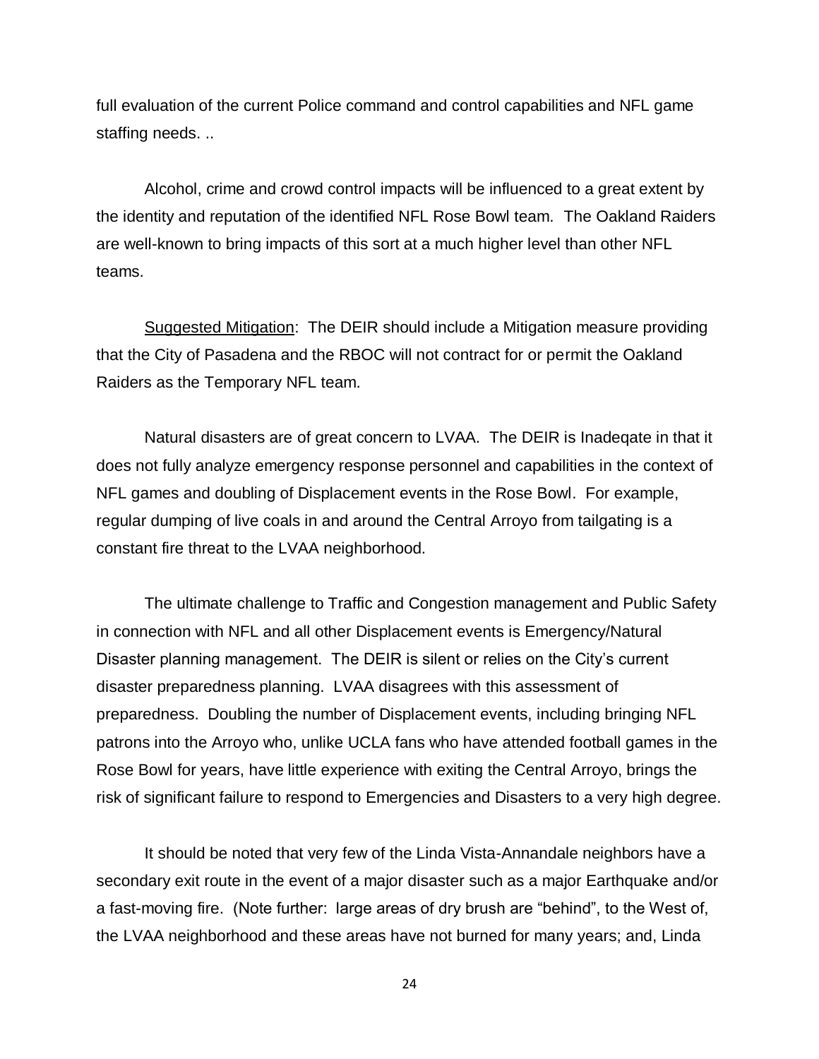full evaluation of the current Police command and control capabilities and NFL game staffing needs. ..

Alcohol, crime and crowd control impacts will be influenced to a great extent by the identity and reputation of the identified NFL Rose Bowl team. The Oakland Raiders are well-known to bring impacts of this sort at a much higher level than other NFL teams.

<u>Suggested Mitigation</u>: The DEIR should include a Mitigation measure providing that the City of Pasadena and the RBOC will not contract for or permit the Oakland Raiders as the Temporary NFL team.

Natural disasters are of great concern to LVAA. The DEIR is Inadeqate in that it does not fully analyze emergency response personnel and capabilities in the context of NFL games and doubling of Displacement events in the Rose Bowl. For example, regular dumping of live coals in and around the Central Arroyo from tailgating is a constant fire threat to the LVAA neighborhood.

The ultimate challenge to Traffic and Congestion management and Public Safety in connection with NFL and all other Displacement events is Emergency/Natural Disaster planning management. The DEIR is silent or relies on the City's current disaster preparedness planning. LVAA disagrees with this assessment of preparedness. Doubling the number of Displacement events, including bringing NFL patrons into the Arroyo who, unlike UCLA fans who have attended football games in the Rose Bowl for years, have little experience with exiting the Central Arroyo, brings the risk of significant failure to respond to Emergencies and Disasters to a very high degree.

It should be noted that very few of the Linda Vista-Annandale neighbors have a secondary exit route in the event of a major disaster such as a major Earthquake and/or a fast-moving fire. (Note further: large areas of dry brush are "behind", to the West of, the LVAA neighborhood and these areas have not burned for many years; and, Linda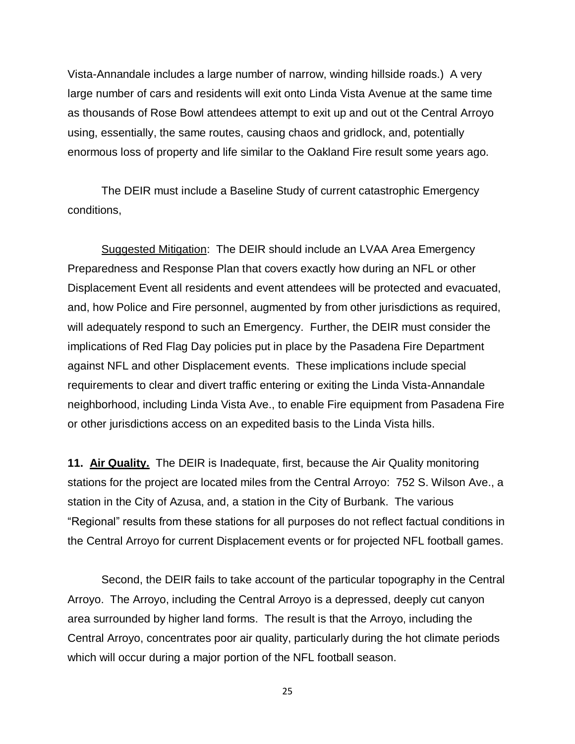Vista-Annandale includes a large number of narrow, winding hillside roads.) A very large number of cars and residents will exit onto Linda Vista Avenue at the same time as thousands of Rose Bowl attendees attempt to exit up and out ot the Central Arroyo using, essentially, the same routes, causing chaos and gridlock, and, potentially enormous loss of property and life similar to the Oakland Fire result some years ago.

The DEIR must include a Baseline Study of current catastrophic Emergency conditions,

<u>Suggested Mitigation</u>: The DEIR should include an LVAA Area Emergency Preparedness and Response Plan that covers exactly how during an NFL or other Displacement Event all residents and event attendees will be protected and evacuated, and, how Police and Fire personnel, augmented by from other jurisdictions as required, will adequately respond to such an Emergency. Further, the DEIR must consider the implications of Red Flag Day policies put in place by the Pasadena Fire Department against NFL and other Displacement events. These implications include special requirements to clear and divert traffic entering or exiting the Linda Vista-Annandale neighborhood, including Linda Vista Ave., to enable Fire equipment from Pasadena Fire or other jurisdictions access on an expedited basis to the Linda Vista hills.

**11. <u>Air Quality.</u>** The DEIR is Inadequate, first, because the Air Quality monitoring stations for the project are located miles from the Central Arroyo: 752 S. Wilson Ave., a station in the City of Azusa, and, a station in the City of Burbank. The various "Regional" results from these stations for all purposes do not reflect factual conditions in the Central Arroyo for current Displacement events or for projected NFL football games.

Second, the DEIR fails to take account of the particular topography in the Central Arroyo. The Arroyo, including the Central Arroyo is a depressed, deeply cut canyon area surrounded by higher land forms. The result is that the Arroyo, including the Central Arroyo, concentrates poor air quality, particularly during the hot climate periods which will occur during a major portion of the NFL football season.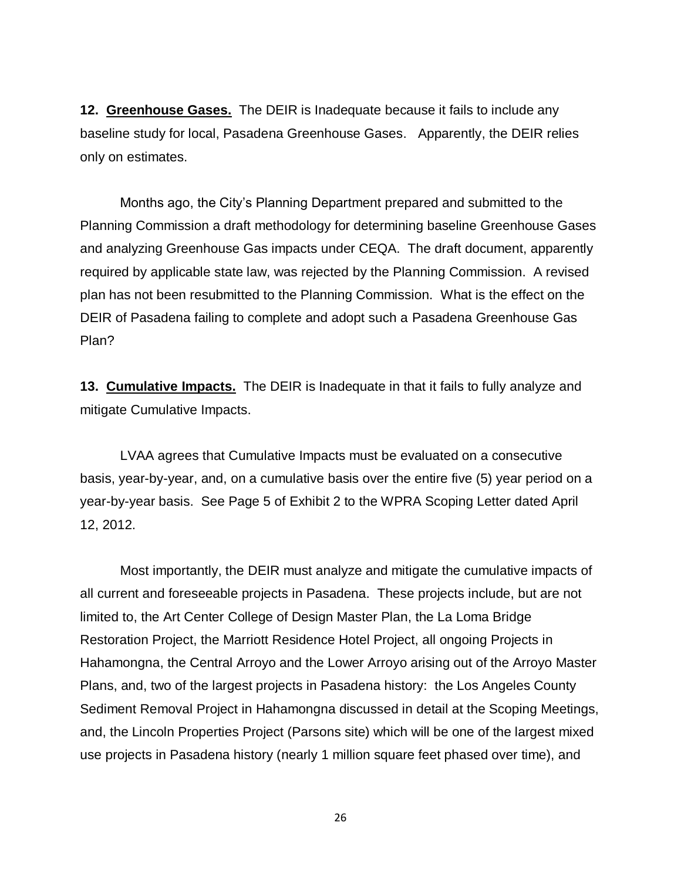**12. <u>Greenhouse Gases.</u>** The DEIR is Inadequate because it fails to include any baseline study for local, Pasadena Greenhouse Gases. Apparently, the DEIR relies only on estimates.

Months ago, the City's Planning Department prepared and submitted to the Planning Commission a draft methodology for determining baseline Greenhouse Gases and analyzing Greenhouse Gas impacts under CEQA. The draft document, apparently required by applicable state law, was rejected by the Planning Commission. A revised plan has not been resubmitted to the Planning Commission. What is the effect on the DEIR of Pasadena failing to complete and adopt such a Pasadena Greenhouse Gas Plan?

**13. <u>Cumulative Impacts.</u>** The DEIR is Inadequate in that it fails to fully analyze and mitigate Cumulative Impacts.

LVAA agrees that Cumulative Impacts must be evaluated on a consecutive basis, year-by-year, and, on a cumulative basis over the entire five (5) year period on a year-by-year basis. See Page 5 of Exhibit 2 to the WPRA Scoping Letter dated April 12, 2012.

Most importantly, the DEIR must analyze and mitigate the cumulative impacts of all current and foreseeable projects in Pasadena. These projects include, but are not limited to, the Art Center College of Design Master Plan, the La Loma Bridge Restoration Project, the Marriott Residence Hotel Project, all ongoing Projects in Hahamongna, the Central Arroyo and the Lower Arroyo arising out of the Arroyo Master Plans, and, two of the largest projects in Pasadena history: the Los Angeles County Sediment Removal Project in Hahamongna discussed in detail at the Scoping Meetings, and, the Lincoln Properties Project (Parsons site) which will be one of the largest mixed use projects in Pasadena history (nearly 1 million square feet phased over time), and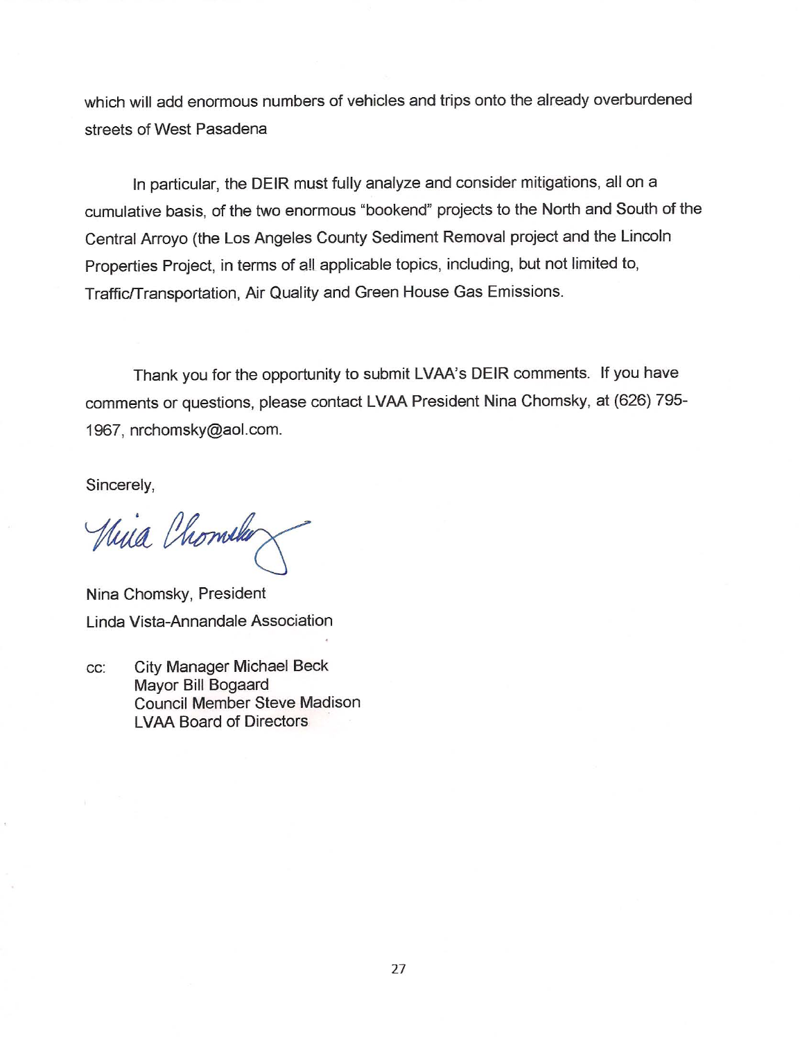which will add enormous numbers of vehicles and trips onto the already overburdened streets of West Pasadena

In particular, the DEIR must fully analyze and consider mitigations, all on a cumulative basis, of the two enormous "bookend" projects to the North and South of the Central Arroyo (the Los Angeles County Sediment Removal project and the Lincoln Properties Project, in terms of all applicable topics, including, but not limited to, Traffic/Transportation, Air Quality and Green House Gas Emissions.

Thank you for the opportunity to submit LVAA's DEIR comments. If you have comments or questions, please contact LVAA President Nina Chomsky, at (626) 795-1967, nrchomsky@aol.com.

Sincerely,

Nina Chomsky

Nina Chomsky, President
Linda Vista-Annandale Association

cc: City Manager Michael Beck
Mayor Bill Bogaard
Council Member Steve Madison
LVAA Board of Directors